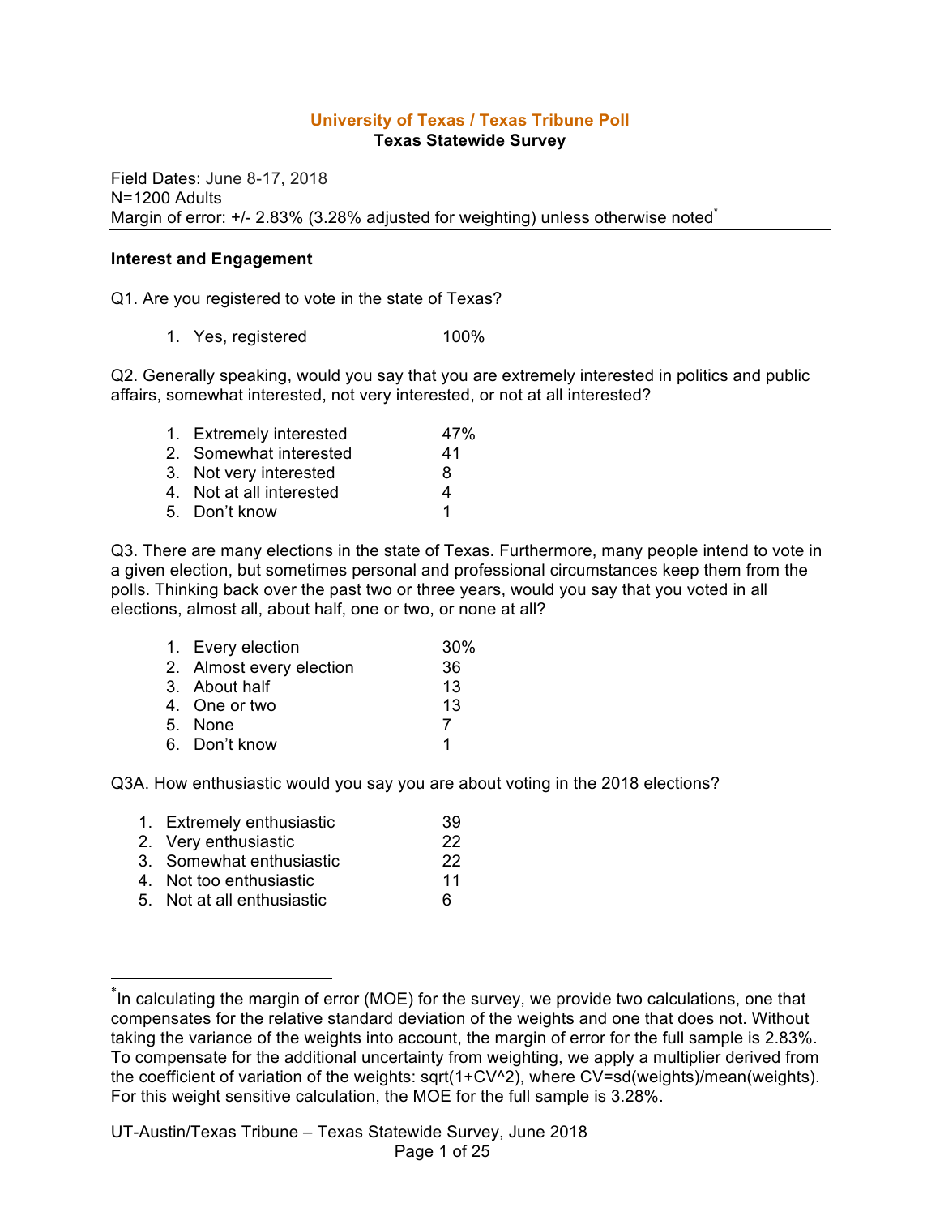# University of Texas / Texas Tribune Poll

## Texas Statewide Survey

Field Dates: June 8-17, 2018
N=1200 Adults
Margin of error: +/- 2.83% (3.28% adjusted for weighting) unless otherwise noted[*]

**Interest and Engagement**

Q1. Are you registered to vote in the state of Texas?

| | |
|---|---|
| 1. Yes, registered | 100% |

Q2. Generally speaking, would you say that you are extremely interested in politics and public affairs, somewhat interested, not very interested, or not at all interested?

| | |
|---|---|
| 1. Extremely interested | 47% |
| 2. Somewhat interested | 41 |
| 3. Not very interested | 8 |
| 4. Not at all interested | 4 |
| 5. Don't know | 1 |

Q3. There are many elections in the state of Texas. Furthermore, many people intend to vote in a given election, but sometimes personal and professional circumstances keep them from the polls. Thinking back over the past two or three years, would you say that you voted in all elections, almost all, about half, one or two, or none at all?

| | |
|---|---|
| 1. Every election | 30% |
| 2. Almost every election | 36 |
| 3. About half | 13 |
| 4. One or two | 13 |
| 5. None | 7 |
| 6. Don't know | 1 |

Q3A. How enthusiastic would you say you are about voting in the 2018 elections?

| | |
|---|---|
| 1. Extremely enthusiastic | 39 |
| 2. Very enthusiastic | 22 |
| 3. Somewhat enthusiastic | 22 |
| 4. Not too enthusiastic | 11 |
| 5. Not at all enthusiastic | 6 |

[*] In calculating the margin of error (MOE) for the survey, we provide two calculations, one that compensates for the relative standard deviation of the weights and one that does not. Without taking the variance of the weights into account, the margin of error for the full sample is 2.83%. To compensate for the additional uncertainty from weighting, we apply a multiplier derived from the coefficient of variation of the weights: $\sqrt{1+CV^2}$, where $CV=sd(weights)/mean(weights)$. For this weight sensitive calculation, the MOE for the full sample is 3.28%.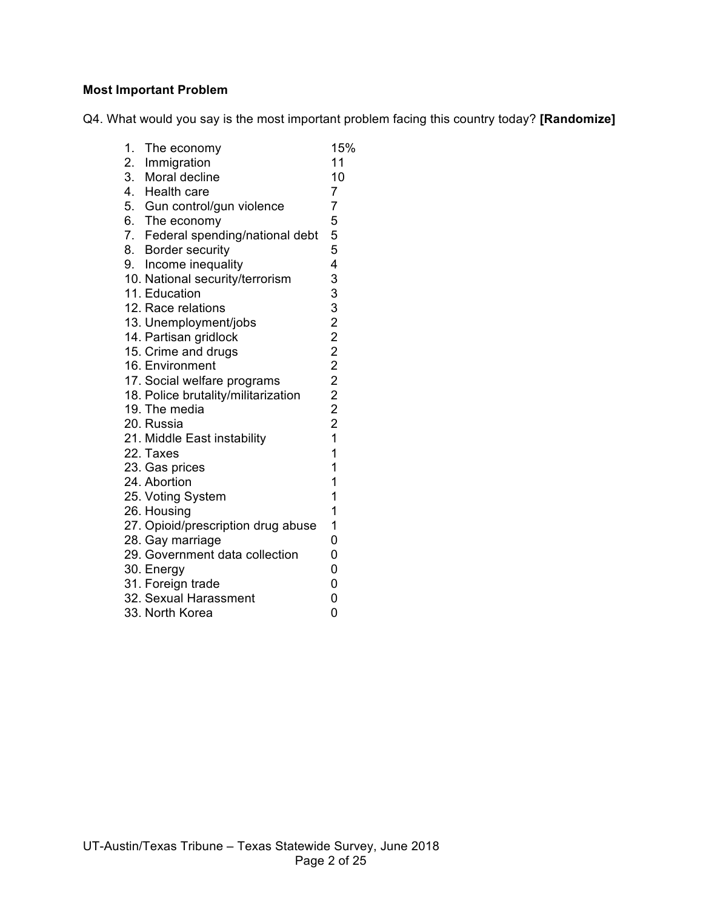**Most Important Problem**

Q4. What would you say is the most important problem facing this country today? **[Randomize]**

| | | |
|---|---|---|
| 1. | The economy | 15% |
| 2. | Immigration | 11 |
| 3. | Moral decline | 10 |
| 4. | Health care | 7 |
| 5. | Gun control/gun violence | 7 |
| 6. | The economy | 5 |
| 7. | Federal spending/national debt | 5 |
| 8. | Border security | 5 |
| 9. | Income inequality | 4 |
| 10. | National security/terrorism | 3 |
| 11. | Education | 3 |
| 12. | Race relations | 3 |
| 13. | Unemployment/jobs | 2 |
| 14. | Partisan gridlock | 2 |
| 15. | Crime and drugs | 2 |
| 16. | Environment | 2 |
| 17. | Social welfare programs | 2 |
| 18. | Police brutality/militarization | 2 |
| 19. | The media | 2 |
| 20. | Russia | 2 |
| 21. | Middle East instability | 1 |
| 22. | Taxes | 1 |
| 23. | Gas prices | 1 |
| 24. | Abortion | 1 |
| 25. | Voting System | 1 |
| 26. | Housing | 1 |
| 27. | Opioid/prescription drug abuse | 1 |
| 28. | Gay marriage | 0 |
| 29. | Government data collection | 0 |
| 30. | Energy | 0 |
| 31. | Foreign trade | 0 |
| 32. | Sexual Harassment | 0 |
| 33. | North Korea | 0 |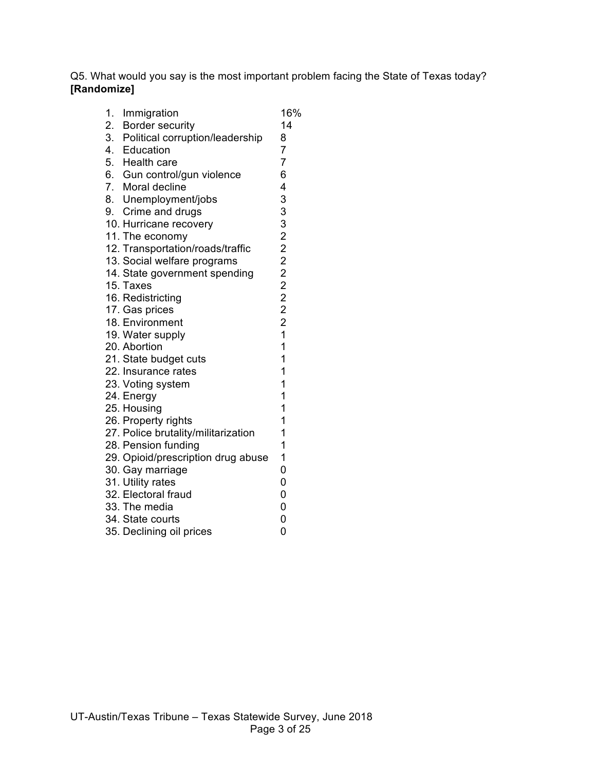Q5. What would you say is the most important problem facing the State of Texas today? **[Randomize]**

| | |
|---|---|
| 1. Immigration | 16% |
| 2. Border security | 14 |
| 3. Political corruption/leadership | 8 |
| 4. Education | 7 |
| 5. Health care | 7 |
| 6. Gun control/gun violence | 6 |
| 7. Moral decline | 4 |
| 8. Unemployment/jobs | 3 |
| 9. Crime and drugs | 3 |
| 10. Hurricane recovery | 3 |
| 11. The economy | 2 |
| 12. Transportation/roads/traffic | 2 |
| 13. Social welfare programs | 2 |
| 14. State government spending | 2 |
| 15. Taxes | 2 |
| 16. Redistricting | 2 |
| 17. Gas prices | 2 |
| 18. Environment | 2 |
| 19. Water supply | 1 |
| 20. Abortion | 1 |
| 21. State budget cuts | 1 |
| 22. Insurance rates | 1 |
| 23. Voting system | 1 |
| 24. Energy | 1 |
| 25. Housing | 1 |
| 26. Property rights | 1 |
| 27. Police brutality/militarization | 1 |
| 28. Pension funding | 1 |
| 29. Opioid/prescription drug abuse | 1 |
| 30. Gay marriage | 0 |
| 31. Utility rates | 0 |
| 32. Electoral fraud | 0 |
| 33. The media | 0 |
| 34. State courts | 0 |
| 35. Declining oil prices | 0 |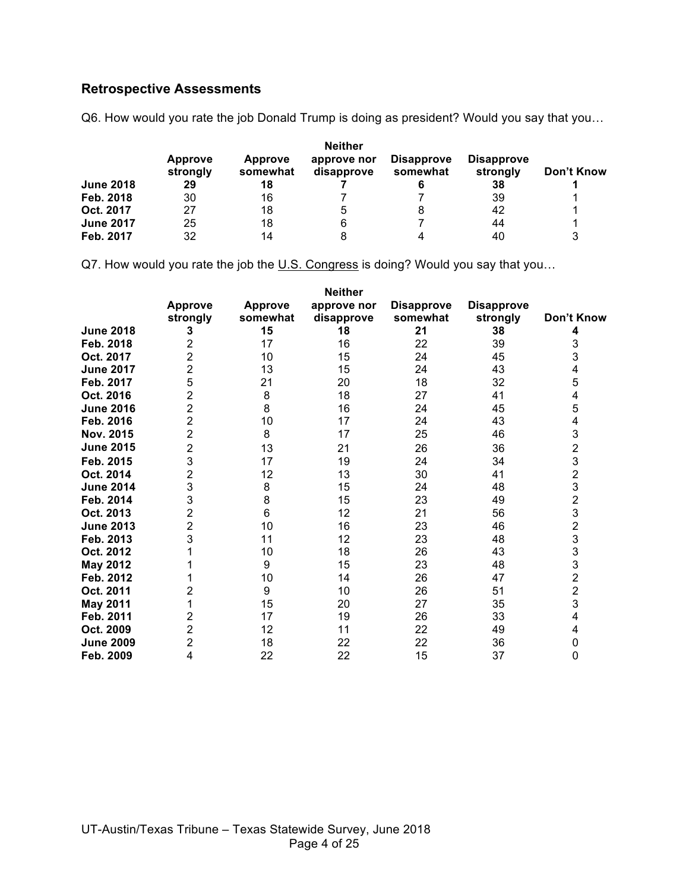## Retrospective Assessments

Q6. How would you rate the job Donald Trump is doing as president? Would you say that you…

| | Approve strongly | Approve somewhat | Neither approve nor disapprove | Disapprove somewhat | Disapprove strongly | Don't Know |
|---|---|---|---|---|---|---|
| **June 2018** | **29** | **18** | **7** | **6** | **38** | **1** |
| **Feb. 2018** | 30 | 16 | 7 | 7 | 39 | 1 |
| **Oct. 2017** | 27 | 18 | 5 | 8 | 42 | 1 |
| **June 2017** | 25 | 18 | 6 | 7 | 44 | 1 |
| **Feb. 2017** | 32 | 14 | 8 | 4 | 40 | 3 |

Q7. How would you rate the job the U.S. Congress is doing? Would you say that you…

| | Approve strongly | Approve somewhat | Neither approve nor disapprove | Disapprove somewhat | Disapprove strongly | Don't Know |
|---|---|---|---|---|---|---|
| **June 2018** | **3** | **15** | **18** | **21** | **38** | **4** |
| **Feb. 2018** | 2 | 17 | 16 | 22 | 39 | 3 |
| **Oct. 2017** | 2 | 10 | 15 | 24 | 45 | 3 |
| **June 2017** | 2 | 13 | 15 | 24 | 43 | 4 |
| **Feb. 2017** | 5 | 21 | 20 | 18 | 32 | 5 |
| **Oct. 2016** | 2 | 8 | 18 | 27 | 41 | 4 |
| **June 2016** | 2 | 8 | 16 | 24 | 45 | 5 |
| **Feb. 2016** | 2 | 10 | 17 | 24 | 43 | 4 |
| **Nov. 2015** | 2 | 8 | 17 | 25 | 46 | 3 |
| **June 2015** | 2 | 13 | 21 | 26 | 36 | 2 |
| **Feb. 2015** | 3 | 17 | 19 | 24 | 34 | 3 |
| **Oct. 2014** | 2 | 12 | 13 | 30 | 41 | 2 |
| **June 2014** | 3 | 8 | 15 | 24 | 48 | 3 |
| **Feb. 2014** | 3 | 8 | 15 | 23 | 49 | 2 |
| **Oct. 2013** | 2 | 6 | 12 | 21 | 56 | 3 |
| **June 2013** | 2 | 10 | 16 | 23 | 46 | 2 |
| **Feb. 2013** | 3 | 11 | 12 | 23 | 48 | 3 |
| **Oct. 2012** | 1 | 10 | 18 | 26 | 43 | 3 |
| **May 2012** | 1 | 9 | 15 | 23 | 48 | 3 |
| **Feb. 2012** | 1 | 10 | 14 | 26 | 47 | 2 |
| **Oct. 2011** | 2 | 9 | 10 | 26 | 51 | 2 |
| **May 2011** | 1 | 15 | 20 | 27 | 35 | 3 |
| **Feb. 2011** | 2 | 17 | 19 | 26 | 33 | 4 |
| **Oct. 2009** | 2 | 12 | 11 | 22 | 49 | 4 |
| **June 2009** | 2 | 18 | 22 | 22 | 36 | 0 |
| **Feb. 2009** | 4 | 22 | 22 | 15 | 37 | 0 |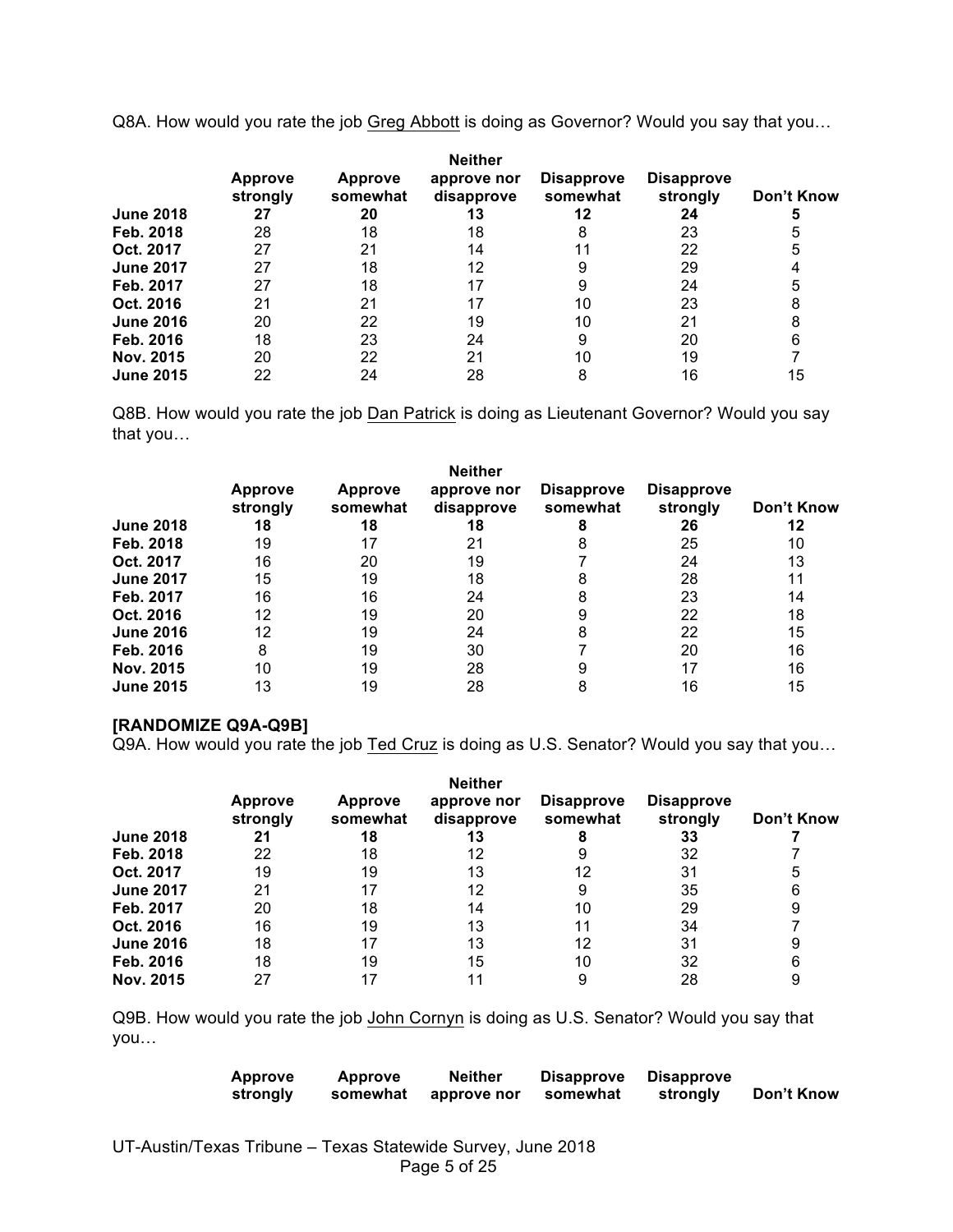Q8A. How would you rate the job Greg Abbott is doing as Governor? Would you say that you…

| | Approve strongly | Approve somewhat | Neither approve nor disapprove | Disapprove somewhat | Disapprove strongly | Don't Know |
|---|---|---|---|---|---|---|
| **June 2018** | **27** | **20** | **13** | **12** | **24** | **5** |
| **Feb. 2018** | 28 | 18 | 18 | 8 | 23 | 5 |
| **Oct. 2017** | 27 | 21 | 14 | 11 | 22 | 5 |
| **June 2017** | 27 | 18 | 12 | 9 | 29 | 4 |
| **Feb. 2017** | 27 | 18 | 17 | 9 | 24 | 5 |
| **Oct. 2016** | 21 | 21 | 17 | 10 | 23 | 8 |
| **June 2016** | 20 | 22 | 19 | 10 | 21 | 8 |
| **Feb. 2016** | 18 | 23 | 24 | 9 | 20 | 6 |
| **Nov. 2015** | 20 | 22 | 21 | 10 | 19 | 7 |
| **June 2015** | 22 | 24 | 28 | 8 | 16 | 15 |

Q8B. How would you rate the job Dan Patrick is doing as Lieutenant Governor? Would you say that you…

| | Approve strongly | Approve somewhat | Neither approve nor disapprove | Disapprove somewhat | Disapprove strongly | Don't Know |
|---|---|---|---|---|---|---|
| **June 2018** | **18** | **18** | **18** | **8** | **26** | **12** |
| **Feb. 2018** | 19 | 17 | 21 | 8 | 25 | 10 |
| **Oct. 2017** | 16 | 20 | 19 | 7 | 24 | 13 |
| **June 2017** | 15 | 19 | 18 | 8 | 28 | 11 |
| **Feb. 2017** | 16 | 16 | 24 | 8 | 23 | 14 |
| **Oct. 2016** | 12 | 19 | 20 | 9 | 22 | 18 |
| **June 2016** | 12 | 19 | 24 | 8 | 22 | 15 |
| **Feb. 2016** | 8 | 19 | 30 | 7 | 20 | 16 |
| **Nov. 2015** | 10 | 19 | 28 | 9 | 17 | 16 |
| **June 2015** | 13 | 19 | 28 | 8 | 16 | 15 |

**[RANDOMIZE Q9A-Q9B]**

Q9A. How would you rate the job Ted Cruz is doing as U.S. Senator? Would you say that you…

| | Approve strongly | Approve somewhat | Neither approve nor disapprove | Disapprove somewhat | Disapprove strongly | Don't Know |
|---|---|---|---|---|---|---|
| **June 2018** | **21** | **18** | **13** | **8** | **33** | **7** |
| **Feb. 2018** | 22 | 18 | 12 | 9 | 32 | 7 |
| **Oct. 2017** | 19 | 19 | 13 | 12 | 31 | 5 |
| **June 2017** | 21 | 17 | 12 | 9 | 35 | 6 |
| **Feb. 2017** | 20 | 18 | 14 | 10 | 29 | 9 |
| **Oct. 2016** | 16 | 19 | 13 | 11 | 34 | 7 |
| **June 2016** | 18 | 17 | 13 | 12 | 31 | 9 |
| **Feb. 2016** | 18 | 19 | 15 | 10 | 32 | 6 |
| **Nov. 2015** | 27 | 17 | 11 | 9 | 28 | 9 |

Q9B. How would you rate the job John Cornyn is doing as U.S. Senator? Would you say that you…

| | Approve strongly | Approve somewhat | Neither approve nor | Disapprove somewhat | Disapprove strongly | Don't Know |
|---|---|---|---|---|---|---|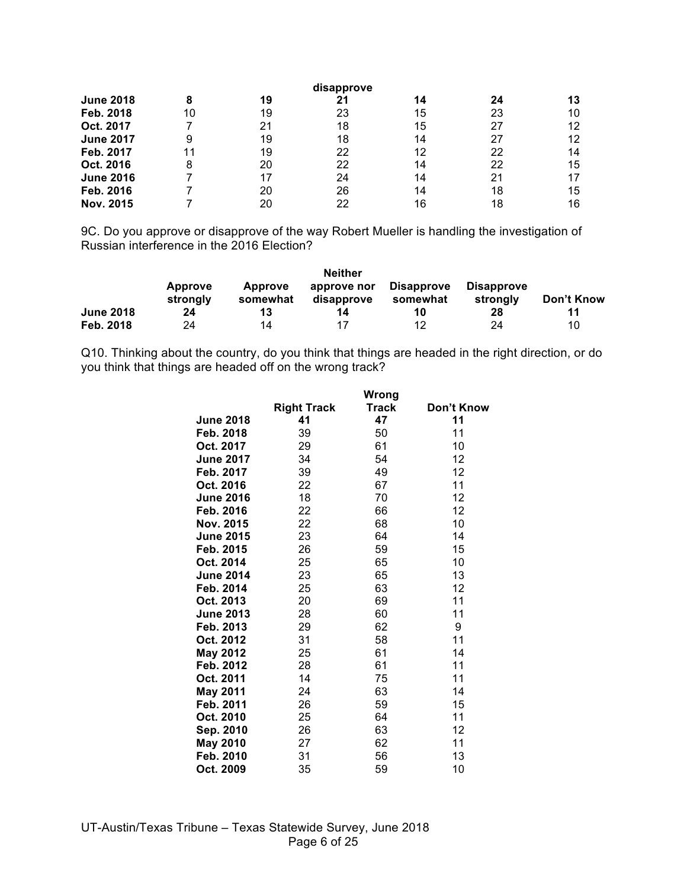| | | | disapprove | | | |
|---|---|---|---|---|---|---|
| **June 2018** | **8** | **19** | **21** | **14** | **24** | **13** |
| **Feb. 2018** | 10 | 19 | 23 | 15 | 23 | 10 |
| **Oct. 2017** | 7 | 21 | 18 | 15 | 27 | 12 |
| **June 2017** | 9 | 19 | 18 | 14 | 27 | 12 |
| **Feb. 2017** | 11 | 19 | 22 | 12 | 22 | 14 |
| **Oct. 2016** | 8 | 20 | 22 | 14 | 22 | 15 |
| **June 2016** | 7 | 17 | 24 | 14 | 21 | 17 |
| **Feb. 2016** | 7 | 20 | 26 | 14 | 18 | 15 |
| **Nov. 2015** | 7 | 20 | 22 | 16 | 18 | 16 |

9C. Do you approve or disapprove of the way Robert Mueller is handling the investigation of Russian interference in the 2016 Election?

| | Approve strongly | Approve somewhat | Neither approve nor disapprove | Disapprove somewhat | Disapprove strongly | Don't Know |
|---|---|---|---|---|---|---|
| **June 2018** | **24** | **13** | **14** | **10** | **28** | **11** |
| **Feb. 2018** | 24 | 14 | 17 | 12 | 24 | 10 |

Q10. Thinking about the country, do you think that things are headed in the right direction, or do you think that things are headed off on the wrong track?

| | Right Track | Wrong Track | Don't Know |
|---|---|---|---|
| **June 2018** | **41** | **47** | **11** |
| **Feb. 2018** | 39 | 50 | 11 |
| **Oct. 2017** | 29 | 61 | 10 |
| **June 2017** | 34 | 54 | 12 |
| **Feb. 2017** | 39 | 49 | 12 |
| **Oct. 2016** | 22 | 67 | 11 |
| **June 2016** | 18 | 70 | 12 |
| **Feb. 2016** | 22 | 66 | 12 |
| **Nov. 2015** | 22 | 68 | 10 |
| **June 2015** | 23 | 64 | 14 |
| **Feb. 2015** | 26 | 59 | 15 |
| **Oct. 2014** | 25 | 65 | 10 |
| **June 2014** | 23 | 65 | 13 |
| **Feb. 2014** | 25 | 63 | 12 |
| **Oct. 2013** | 20 | 69 | 11 |
| **June 2013** | 28 | 60 | 11 |
| **Feb. 2013** | 29 | 62 | 9 |
| **Oct. 2012** | 31 | 58 | 11 |
| **May 2012** | 25 | 61 | 14 |
| **Feb. 2012** | 28 | 61 | 11 |
| **Oct. 2011** | 14 | 75 | 11 |
| **May 2011** | 24 | 63 | 14 |
| **Feb. 2011** | 26 | 59 | 15 |
| **Oct. 2010** | 25 | 64 | 11 |
| **Sep. 2010** | 26 | 63 | 12 |
| **May 2010** | 27 | 62 | 11 |
| **Feb. 2010** | 31 | 56 | 13 |
| **Oct. 2009** | 35 | 59 | 10 |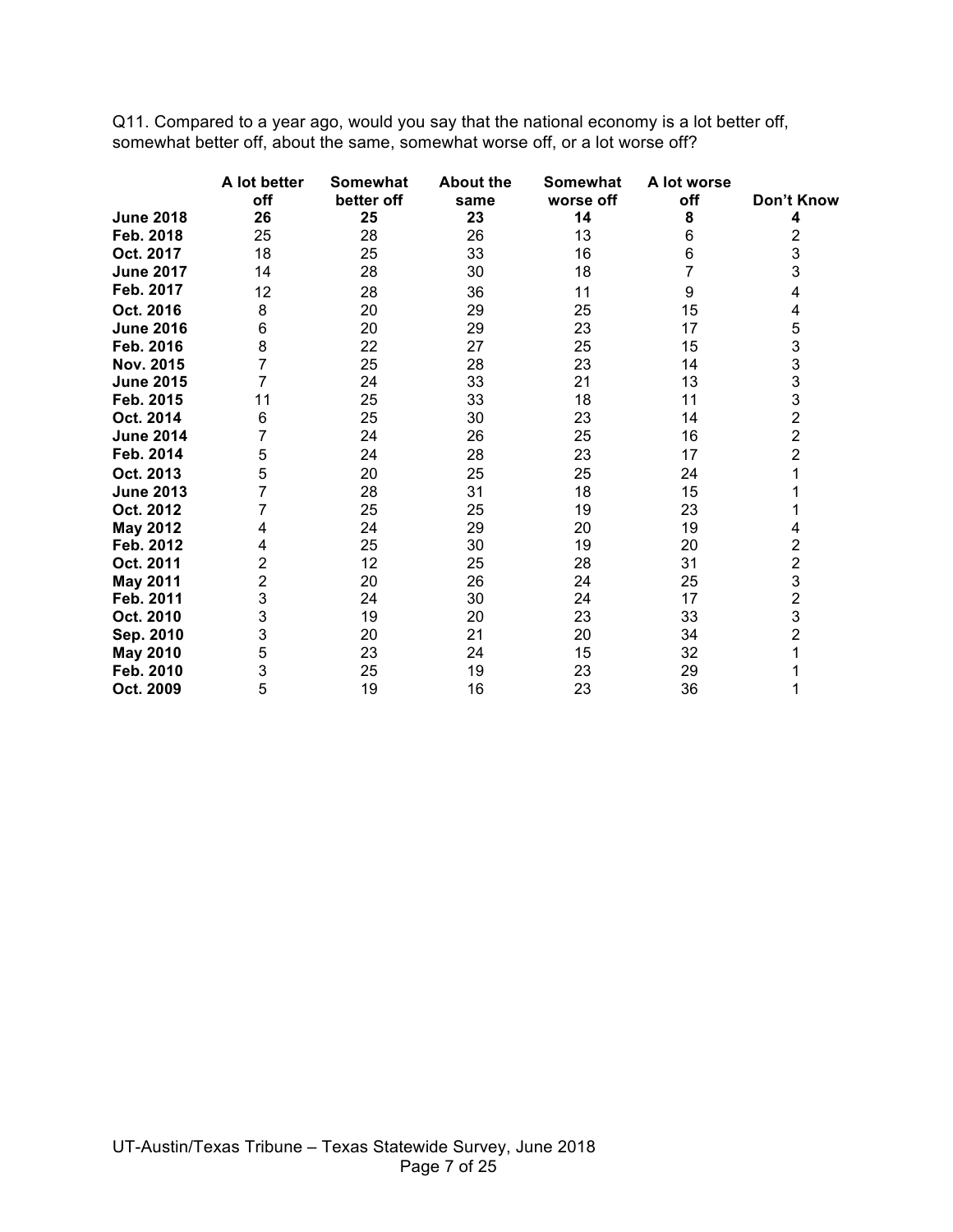Q11. Compared to a year ago, would you say that the national economy is a lot better off, somewhat better off, about the same, somewhat worse off, or a lot worse off?

| | A lot better off | Somewhat better off | About the same | Somewhat worse off | A lot worse off | Don't Know |
|---|---|---|---|---|---|---|
| **June 2018** | **26** | **25** | **23** | **14** | **8** | **4** |
| **Feb. 2018** | 25 | 28 | 26 | 13 | 6 | 2 |
| **Oct. 2017** | 18 | 25 | 33 | 16 | 6 | 3 |
| **June 2017** | 14 | 28 | 30 | 18 | 7 | 3 |
| **Feb. 2017** | 12 | 28 | 36 | 11 | 9 | 4 |
| **Oct. 2016** | 8 | 20 | 29 | 25 | 15 | 4 |
| **June 2016** | 6 | 20 | 29 | 23 | 17 | 5 |
| **Feb. 2016** | 8 | 22 | 27 | 25 | 15 | 3 |
| **Nov. 2015** | 7 | 25 | 28 | 23 | 14 | 3 |
| **June 2015** | 7 | 24 | 33 | 21 | 13 | 3 |
| **Feb. 2015** | 11 | 25 | 33 | 18 | 11 | 3 |
| **Oct. 2014** | 6 | 25 | 30 | 23 | 14 | 2 |
| **June 2014** | 7 | 24 | 26 | 25 | 16 | 2 |
| **Feb. 2014** | 5 | 24 | 28 | 23 | 17 | 2 |
| **Oct. 2013** | 5 | 20 | 25 | 25 | 24 | 1 |
| **June 2013** | 7 | 28 | 31 | 18 | 15 | 1 |
| **Oct. 2012** | 7 | 25 | 25 | 19 | 23 | 1 |
| **May 2012** | 4 | 24 | 29 | 20 | 19 | 4 |
| **Feb. 2012** | 4 | 25 | 30 | 19 | 20 | 2 |
| **Oct. 2011** | 2 | 12 | 25 | 28 | 31 | 2 |
| **May 2011** | 2 | 20 | 26 | 24 | 25 | 3 |
| **Feb. 2011** | 3 | 24 | 30 | 24 | 17 | 2 |
| **Oct. 2010** | 3 | 19 | 20 | 23 | 33 | 3 |
| **Sep. 2010** | 3 | 20 | 21 | 20 | 34 | 2 |
| **May 2010** | 5 | 23 | 24 | 15 | 32 | 1 |
| **Feb. 2010** | 3 | 25 | 19 | 23 | 29 | 1 |
| **Oct. 2009** | 5 | 19 | 16 | 23 | 36 | 1 |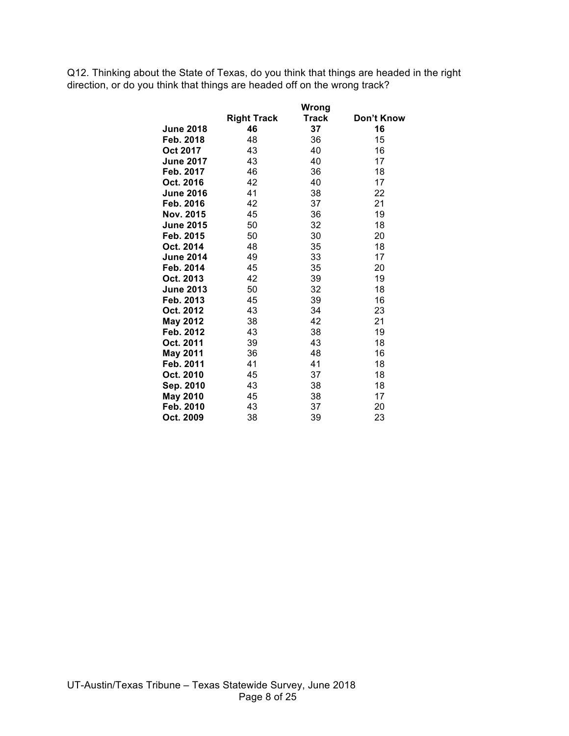Q12. Thinking about the State of Texas, do you think that things are headed in the right direction, or do you think that things are headed off on the wrong track?

| | Right Track | Wrong Track | Don't Know |
|---|---|---|---|
| **June 2018** | **46** | **37** | **16** |
| **Feb. 2018** | 48 | 36 | 15 |
| **Oct 2017** | 43 | 40 | 16 |
| **June 2017** | 43 | 40 | 17 |
| **Feb. 2017** | 46 | 36 | 18 |
| **Oct. 2016** | 42 | 40 | 17 |
| **June 2016** | 41 | 38 | 22 |
| **Feb. 2016** | 42 | 37 | 21 |
| **Nov. 2015** | 45 | 36 | 19 |
| **June 2015** | 50 | 32 | 18 |
| **Feb. 2015** | 50 | 30 | 20 |
| **Oct. 2014** | 48 | 35 | 18 |
| **June 2014** | 49 | 33 | 17 |
| **Feb. 2014** | 45 | 35 | 20 |
| **Oct. 2013** | 42 | 39 | 19 |
| **June 2013** | 50 | 32 | 18 |
| **Feb. 2013** | 45 | 39 | 16 |
| **Oct. 2012** | 43 | 34 | 23 |
| **May 2012** | 38 | 42 | 21 |
| **Feb. 2012** | 43 | 38 | 19 |
| **Oct. 2011** | 39 | 43 | 18 |
| **May 2011** | 36 | 48 | 16 |
| **Feb. 2011** | 41 | 41 | 18 |
| **Oct. 2010** | 45 | 37 | 18 |
| **Sep. 2010** | 43 | 38 | 18 |
| **May 2010** | 45 | 38 | 17 |
| **Feb. 2010** | 43 | 37 | 20 |
| **Oct. 2009** | 38 | 39 | 23 |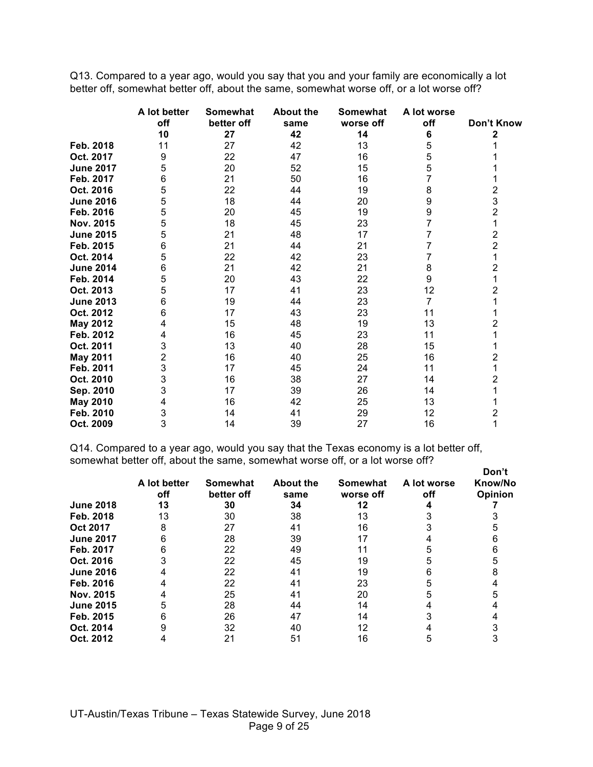Q13. Compared to a year ago, would you say that you and your family are economically a lot better off, somewhat better off, about the same, somewhat worse off, or a lot worse off?

| | A lot better off | Somewhat better off | About the same | Somewhat worse off | A lot worse off | Don't Know |
|---|---|---|---|---|---|---|
| | **10** | **27** | **42** | **14** | **6** | **2** |
| **Feb. 2018** | 11 | 27 | 42 | 13 | 5 | 1 |
| **Oct. 2017** | 9 | 22 | 47 | 16 | 5 | 1 |
| **June 2017** | 5 | 20 | 52 | 15 | 5 | 1 |
| **Feb. 2017** | 6 | 21 | 50 | 16 | 7 | 1 |
| **Oct. 2016** | 5 | 22 | 44 | 19 | 8 | 2 |
| **June 2016** | 5 | 18 | 44 | 20 | 9 | 3 |
| **Feb. 2016** | 5 | 20 | 45 | 19 | 9 | 2 |
| **Nov. 2015** | 5 | 18 | 45 | 23 | 7 | 1 |
| **June 2015** | 5 | 21 | 48 | 17 | 7 | 2 |
| **Feb. 2015** | 6 | 21 | 44 | 21 | 7 | 2 |
| **Oct. 2014** | 5 | 22 | 42 | 23 | 7 | 1 |
| **June 2014** | 6 | 21 | 42 | 21 | 8 | 2 |
| **Feb. 2014** | 5 | 20 | 43 | 22 | 9 | 1 |
| **Oct. 2013** | 5 | 17 | 41 | 23 | 12 | 2 |
| **June 2013** | 6 | 19 | 44 | 23 | 7 | 1 |
| **Oct. 2012** | 6 | 17 | 43 | 23 | 11 | 1 |
| **May 2012** | 4 | 15 | 48 | 19 | 13 | 2 |
| **Feb. 2012** | 4 | 16 | 45 | 23 | 11 | 1 |
| **Oct. 2011** | 3 | 13 | 40 | 28 | 15 | 1 |
| **May 2011** | 2 | 16 | 40 | 25 | 16 | 2 |
| **Feb. 2011** | 3 | 17 | 45 | 24 | 11 | 1 |
| **Oct. 2010** | 3 | 16 | 38 | 27 | 14 | 2 |
| **Sep. 2010** | 3 | 17 | 39 | 26 | 14 | 1 |
| **May 2010** | 4 | 16 | 42 | 25 | 13 | 1 |
| **Feb. 2010** | 3 | 14 | 41 | 29 | 12 | 2 |
| **Oct. 2009** | 3 | 14 | 39 | 27 | 16 | 1 |

Q14. Compared to a year ago, would you say that the Texas economy is a lot better off, somewhat better off, about the same, somewhat worse off, or a lot worse off?

| | A lot better off | Somewhat better off | About the same | Somewhat worse off | A lot worse off | Don't Know/No Opinion |
|---|---|---|---|---|---|---|
| **June 2018** | **13** | **30** | **34** | **12** | **4** | **7** |
| **Feb. 2018** | 13 | 30 | 38 | 13 | 3 | 3 |
| **Oct 2017** | 8 | 27 | 41 | 16 | 3 | 5 |
| **June 2017** | 6 | 28 | 39 | 17 | 4 | 6 |
| **Feb. 2017** | 6 | 22 | 49 | 11 | 5 | 6 |
| **Oct. 2016** | 3 | 22 | 45 | 19 | 5 | 5 |
| **June 2016** | 4 | 22 | 41 | 19 | 6 | 8 |
| **Feb. 2016** | 4 | 22 | 41 | 23 | 5 | 4 |
| **Nov. 2015** | 4 | 25 | 41 | 20 | 5 | 5 |
| **June 2015** | 5 | 28 | 44 | 14 | 4 | 4 |
| **Feb. 2015** | 6 | 26 | 47 | 14 | 3 | 4 |
| **Oct. 2014** | 9 | 32 | 40 | 12 | 4 | 3 |
| **Oct. 2012** | 4 | 21 | 51 | 16 | 5 | 3 |

UT-Austin/Texas Tribune – Texas Statewide Survey, June 2018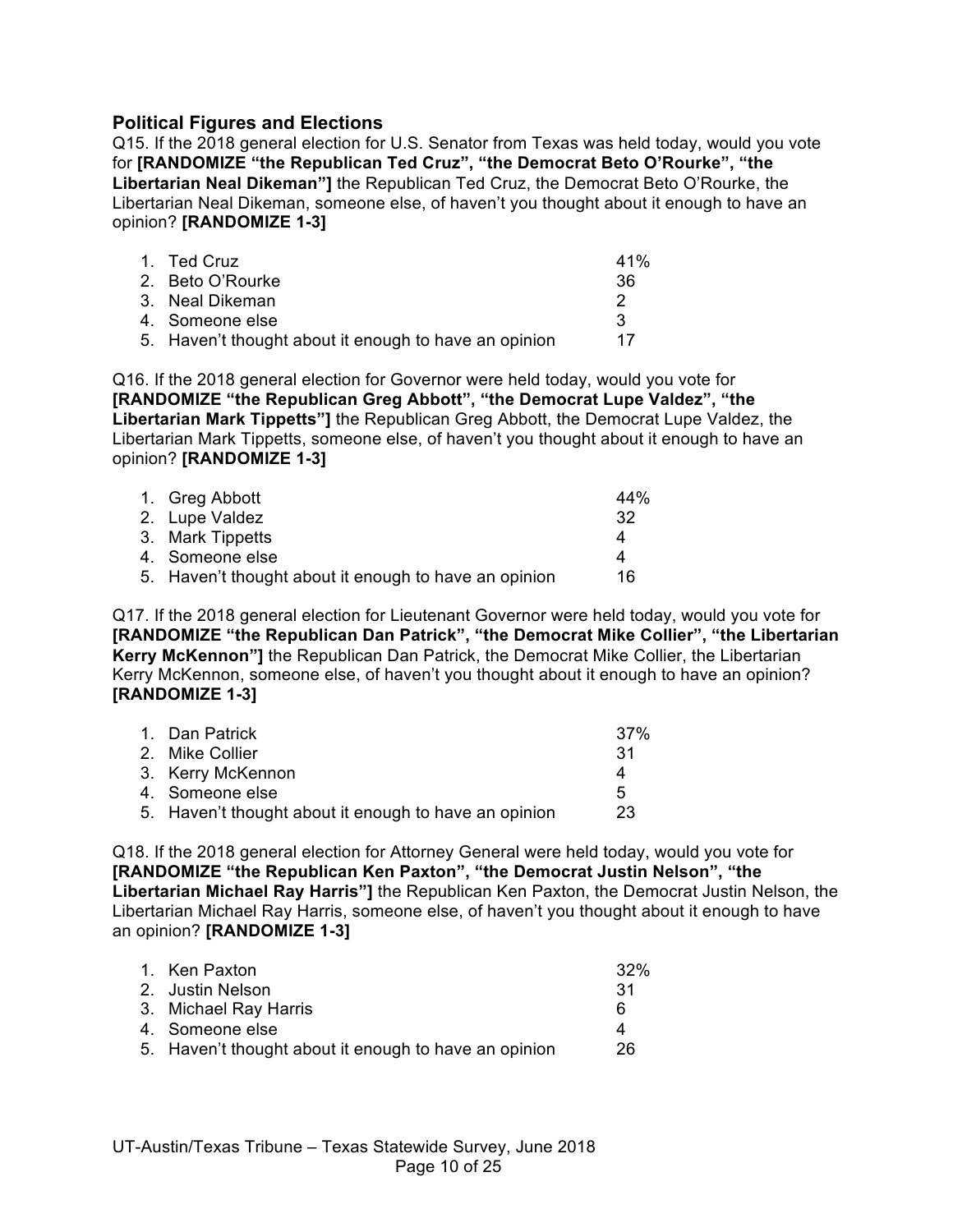## Political Figures and Elections

Q15. If the 2018 general election for U.S. Senator from Texas was held today, would you vote for **[RANDOMIZE "the Republican Ted Cruz", "the Democrat Beto O'Rourke", "the Libertarian Neal Dikeman"]** the Republican Ted Cruz, the Democrat Beto O'Rourke, the Libertarian Neal Dikeman, someone else, of haven't you thought about it enough to have an opinion? **[RANDOMIZE 1-3]**

| | |
|---|---|
| 1. Ted Cruz | 41% |
| 2. Beto O'Rourke | 36 |
| 3. Neal Dikeman | 2 |
| 4. Someone else | 3 |
| 5. Haven't thought about it enough to have an opinion | 17 |

Q16. If the 2018 general election for Governor were held today, would you vote for **[RANDOMIZE "the Republican Greg Abbott", "the Democrat Lupe Valdez", "the Libertarian Mark Tippetts"]** the Republican Greg Abbott, the Democrat Lupe Valdez, the Libertarian Mark Tippetts, someone else, of haven't you thought about it enough to have an opinion? **[RANDOMIZE 1-3]**

| | |
|---|---|
| 1. Greg Abbott | 44% |
| 2. Lupe Valdez | 32 |
| 3. Mark Tippetts | 4 |
| 4. Someone else | 4 |
| 5. Haven't thought about it enough to have an opinion | 16 |

Q17. If the 2018 general election for Lieutenant Governor were held today, would you vote for **[RANDOMIZE "the Republican Dan Patrick", "the Democrat Mike Collier", "the Libertarian Kerry McKennon"]** the Republican Dan Patrick, the Democrat Mike Collier, the Libertarian Kerry McKennon, someone else, of haven't you thought about it enough to have an opinion? **[RANDOMIZE 1-3]**

| | |
|---|---|
| 1. Dan Patrick | 37% |
| 2. Mike Collier | 31 |
| 3. Kerry McKennon | 4 |
| 4. Someone else | 5 |
| 5. Haven't thought about it enough to have an opinion | 23 |

Q18. If the 2018 general election for Attorney General were held today, would you vote for **[RANDOMIZE "the Republican Ken Paxton", "the Democrat Justin Nelson", "the Libertarian Michael Ray Harris"]** the Republican Ken Paxton, the Democrat Justin Nelson, the Libertarian Michael Ray Harris, someone else, of haven't you thought about it enough to have an opinion? **[RANDOMIZE 1-3]**

| | |
|---|---|
| 1. Ken Paxton | 32% |
| 2. Justin Nelson | 31 |
| 3. Michael Ray Harris | 6 |
| 4. Someone else | 4 |
| 5. Haven't thought about it enough to have an opinion | 26 |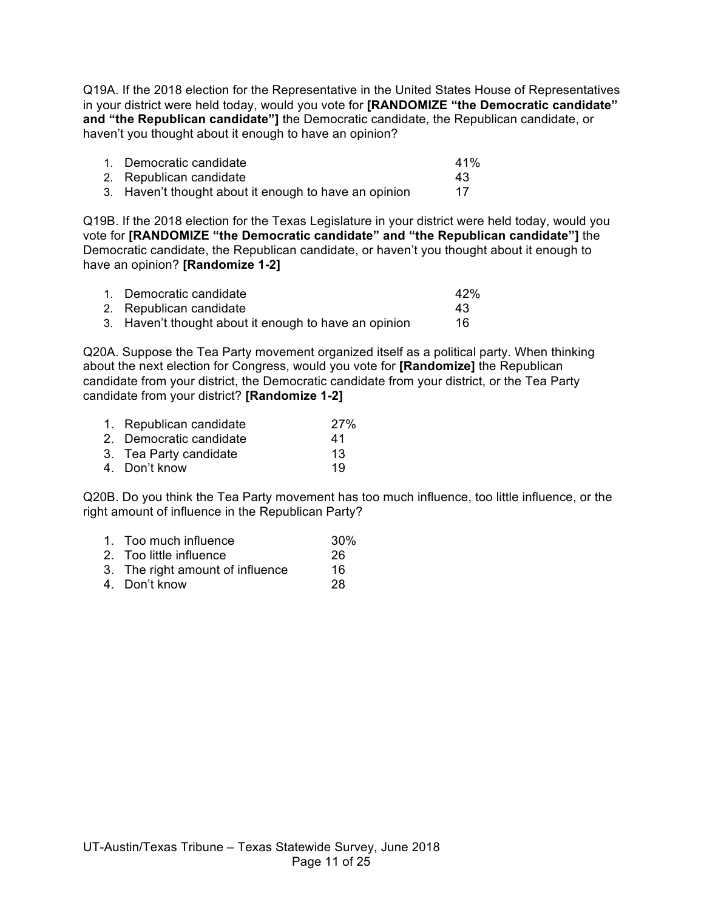Q19A. If the 2018 election for the Representative in the United States House of Representatives in your district were held today, would you vote for **[RANDOMIZE "the Democratic candidate" and "the Republican candidate"]** the Democratic candidate, the Republican candidate, or haven't you thought about it enough to have an opinion?

| | |
|---|---|
| 1. Democratic candidate | 41% |
| 2. Republican candidate | 43 |
| 3. Haven't thought about it enough to have an opinion | 17 |

Q19B. If the 2018 election for the Texas Legislature in your district were held today, would you vote for **[RANDOMIZE "the Democratic candidate" and "the Republican candidate"]** the Democratic candidate, the Republican candidate, or haven't you thought about it enough to have an opinion? **[Randomize 1-2]**

| | |
|---|---|
| 1. Democratic candidate | 42% |
| 2. Republican candidate | 43 |
| 3. Haven't thought about it enough to have an opinion | 16 |

Q20A. Suppose the Tea Party movement organized itself as a political party. When thinking about the next election for Congress, would you vote for **[Randomize]** the Republican candidate from your district, the Democratic candidate from your district, or the Tea Party candidate from your district? **[Randomize 1-2]**

| | |
|---|---|
| 1. Republican candidate | 27% |
| 2. Democratic candidate | 41 |
| 3. Tea Party candidate | 13 |
| 4. Don't know | 19 |

Q20B. Do you think the Tea Party movement has too much influence, too little influence, or the right amount of influence in the Republican Party?

| | |
|---|---|
| 1. Too much influence | 30% |
| 2. Too little influence | 26 |
| 3. The right amount of influence | 16 |
| 4. Don't know | 28 |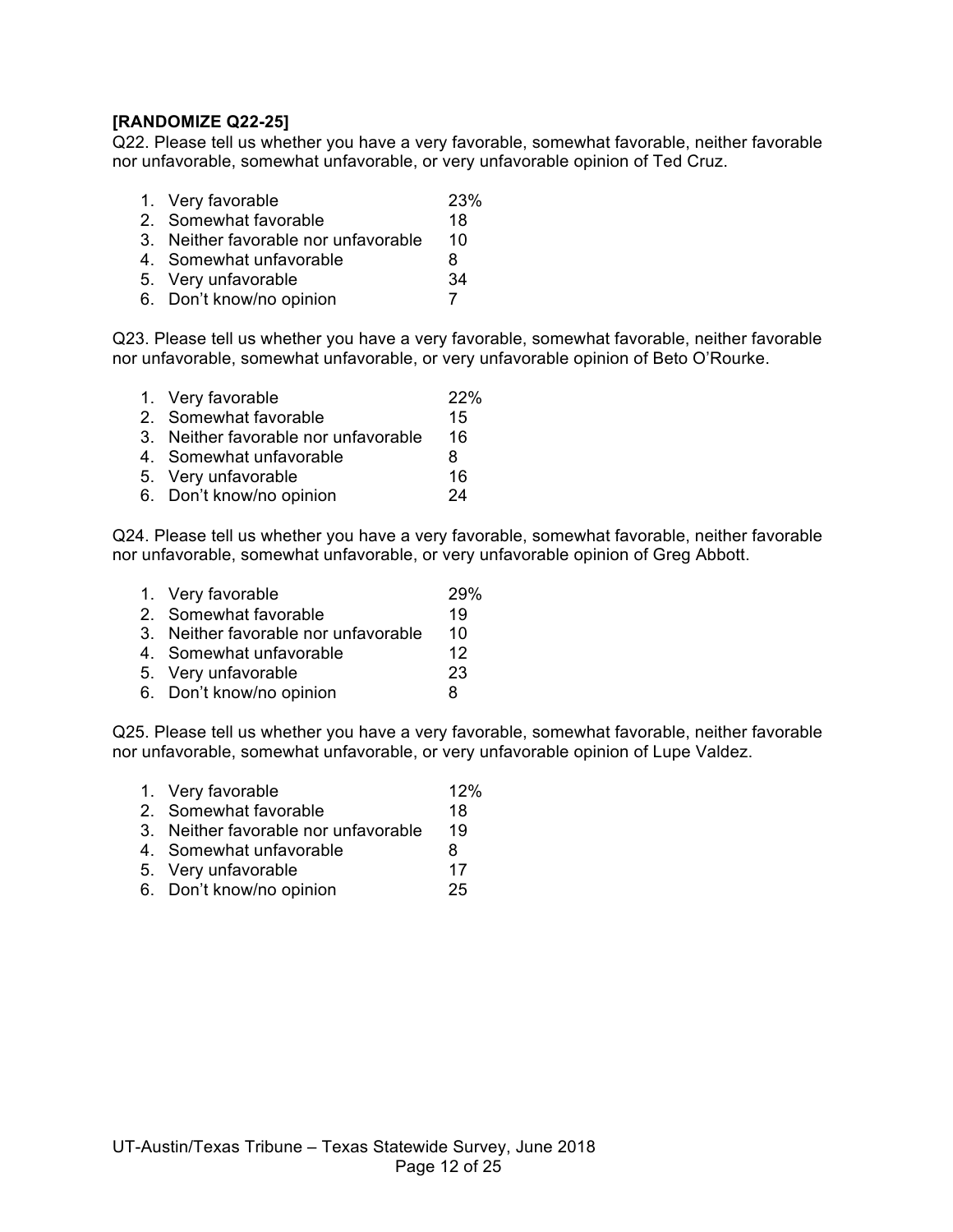**[RANDOMIZE Q22-25]**

Q22. Please tell us whether you have a very favorable, somewhat favorable, neither favorable nor unfavorable, somewhat unfavorable, or very unfavorable opinion of Ted Cruz.

1. Very favorable 23%
2. Somewhat favorable 18
3. Neither favorable nor unfavorable 10
4. Somewhat unfavorable 8
5. Very unfavorable 34
6. Don't know/no opinion 7

Q23. Please tell us whether you have a very favorable, somewhat favorable, neither favorable nor unfavorable, somewhat unfavorable, or very unfavorable opinion of Beto O'Rourke.

1. Very favorable 22%
2. Somewhat favorable 15
3. Neither favorable nor unfavorable 16
4. Somewhat unfavorable 8
5. Very unfavorable 16
6. Don't know/no opinion 24

Q24. Please tell us whether you have a very favorable, somewhat favorable, neither favorable nor unfavorable, somewhat unfavorable, or very unfavorable opinion of Greg Abbott.

1. Very favorable 29%
2. Somewhat favorable 19
3. Neither favorable nor unfavorable 10
4. Somewhat unfavorable 12
5. Very unfavorable 23
6. Don't know/no opinion 8

Q25. Please tell us whether you have a very favorable, somewhat favorable, neither favorable nor unfavorable, somewhat unfavorable, or very unfavorable opinion of Lupe Valdez.

1. Very favorable 12%
2. Somewhat favorable 18
3. Neither favorable nor unfavorable 19
4. Somewhat unfavorable 8
5. Very unfavorable 17
6. Don't know/no opinion 25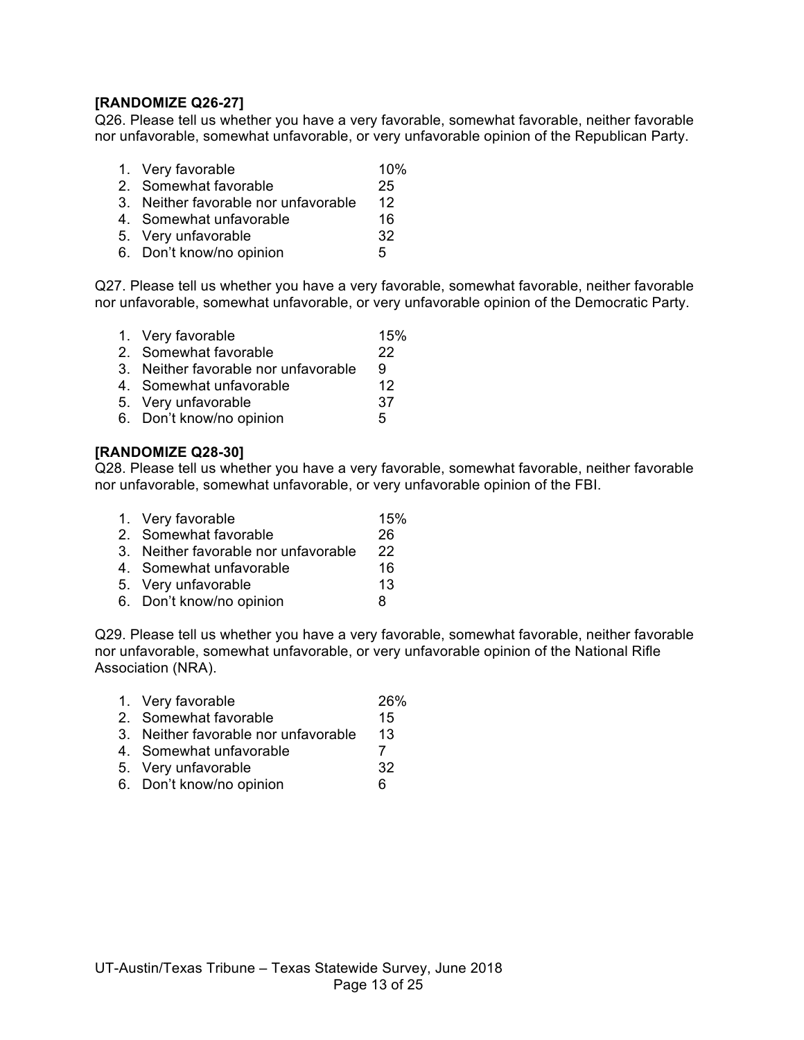**[RANDOMIZE Q26-27]**

Q26. Please tell us whether you have a very favorable, somewhat favorable, neither favorable nor unfavorable, somewhat unfavorable, or very unfavorable opinion of the Republican Party.

| | |
|---|---|
| 1. Very favorable | 10% |
| 2. Somewhat favorable | 25 |
| 3. Neither favorable nor unfavorable | 12 |
| 4. Somewhat unfavorable | 16 |
| 5. Very unfavorable | 32 |
| 6. Don't know/no opinion | 5 |

Q27. Please tell us whether you have a very favorable, somewhat favorable, neither favorable nor unfavorable, somewhat unfavorable, or very unfavorable opinion of the Democratic Party.

| | |
|---|---|
| 1. Very favorable | 15% |
| 2. Somewhat favorable | 22 |
| 3. Neither favorable nor unfavorable | 9 |
| 4. Somewhat unfavorable | 12 |
| 5. Very unfavorable | 37 |
| 6. Don't know/no opinion | 5 |

**[RANDOMIZE Q28-30]**

Q28. Please tell us whether you have a very favorable, somewhat favorable, neither favorable nor unfavorable, somewhat unfavorable, or very unfavorable opinion of the FBI.

| | |
|---|---|
| 1. Very favorable | 15% |
| 2. Somewhat favorable | 26 |
| 3. Neither favorable nor unfavorable | 22 |
| 4. Somewhat unfavorable | 16 |
| 5. Very unfavorable | 13 |
| 6. Don't know/no opinion | 8 |

Q29. Please tell us whether you have a very favorable, somewhat favorable, neither favorable nor unfavorable, somewhat unfavorable, or very unfavorable opinion of the National Rifle Association (NRA).

| | |
|---|---|
| 1. Very favorable | 26% |
| 2. Somewhat favorable | 15 |
| 3. Neither favorable nor unfavorable | 13 |
| 4. Somewhat unfavorable | 7 |
| 5. Very unfavorable | 32 |
| 6. Don't know/no opinion | 6 |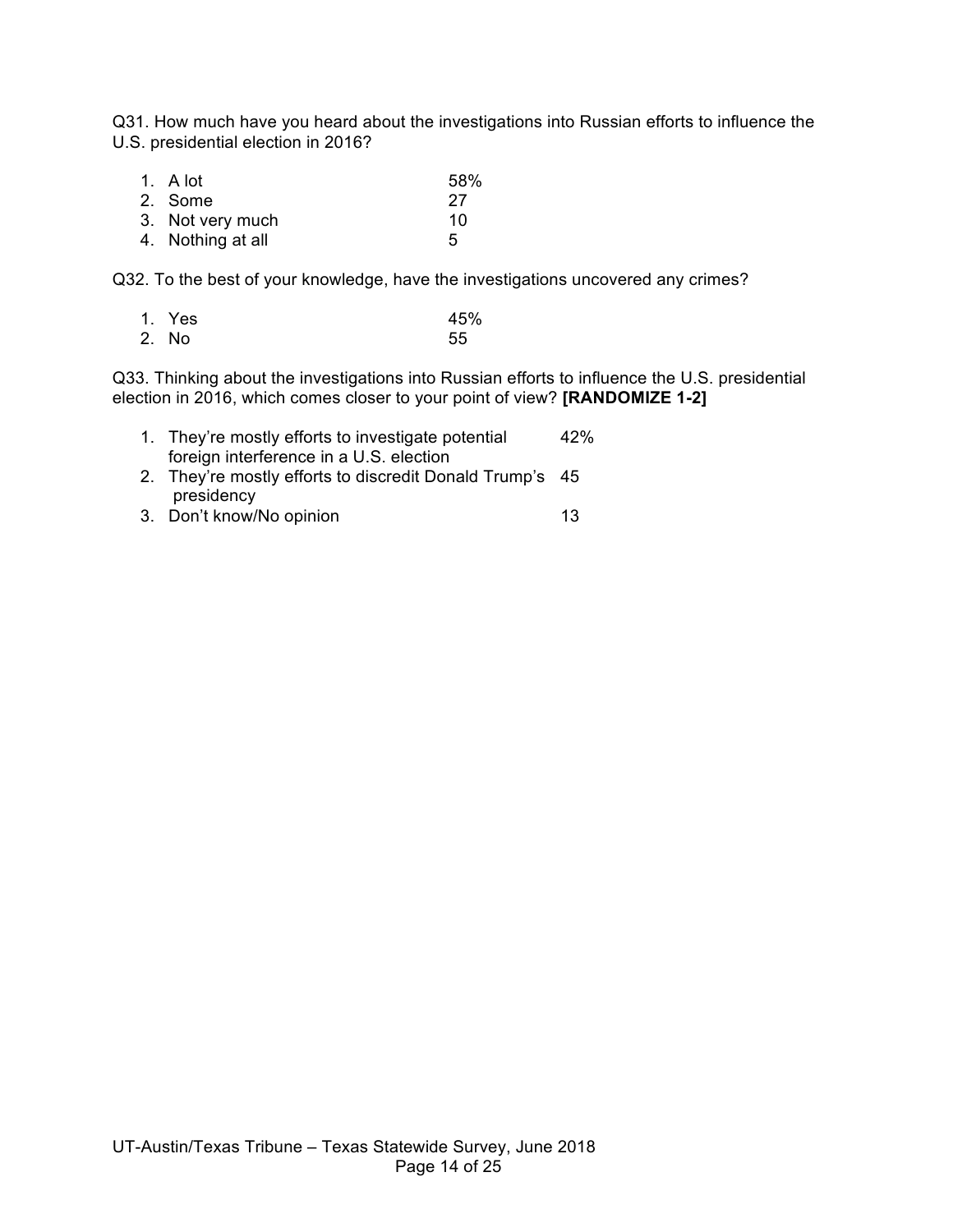Q31. How much have you heard about the investigations into Russian efforts to influence the U.S. presidential election in 2016?

| | |
|---|---|
| 1. A lot | 58% |
| 2. Some | 27 |
| 3. Not very much | 10 |
| 4. Nothing at all | 5 |

Q32. To the best of your knowledge, have the investigations uncovered any crimes?

| | |
|---|---|
| 1. Yes | 45% |
| 2. No | 55 |

Q33. Thinking about the investigations into Russian efforts to influence the U.S. presidential election in 2016, which comes closer to your point of view? **[RANDOMIZE 1-2]**

| | |
|---|---|
| 1. They're mostly efforts to investigate potential foreign interference in a U.S. election | 42% |
| 2. They're mostly efforts to discredit Donald Trump's presidency | 45 |
| 3. Don't know/No opinion | 13 |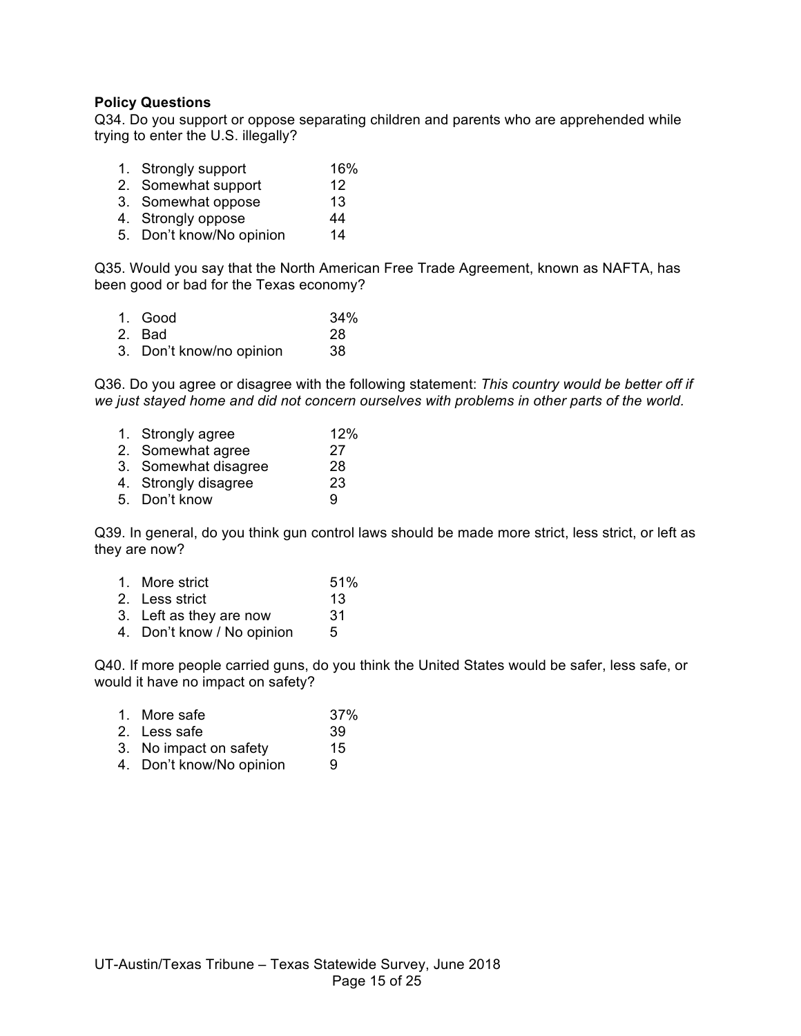**Policy Questions**

Q34. Do you support or oppose separating children and parents who are apprehended while trying to enter the U.S. illegally?

| | |
|---|---|
| 1. Strongly support | 16% |
| 2. Somewhat support | 12 |
| 3. Somewhat oppose | 13 |
| 4. Strongly oppose | 44 |
| 5. Don't know/No opinion | 14 |

Q35. Would you say that the North American Free Trade Agreement, known as NAFTA, has been good or bad for the Texas economy?

| | |
|---|---|
| 1. Good | 34% |
| 2. Bad | 28 |
| 3. Don't know/no opinion | 38 |

Q36. Do you agree or disagree with the following statement: *This country would be better off if we just stayed home and did not concern ourselves with problems in other parts of the world.*

| | |
|---|---|
| 1. Strongly agree | 12% |
| 2. Somewhat agree | 27 |
| 3. Somewhat disagree | 28 |
| 4. Strongly disagree | 23 |
| 5. Don't know | 9 |

Q39. In general, do you think gun control laws should be made more strict, less strict, or left as they are now?

| | |
|---|---|
| 1. More strict | 51% |
| 2. Less strict | 13 |
| 3. Left as they are now | 31 |
| 4. Don't know / No opinion | 5 |

Q40. If more people carried guns, do you think the United States would be safer, less safe, or would it have no impact on safety?

| | |
|---|---|
| 1. More safe | 37% |
| 2. Less safe | 39 |
| 3. No impact on safety | 15 |
| 4. Don't know/No opinion | 9 |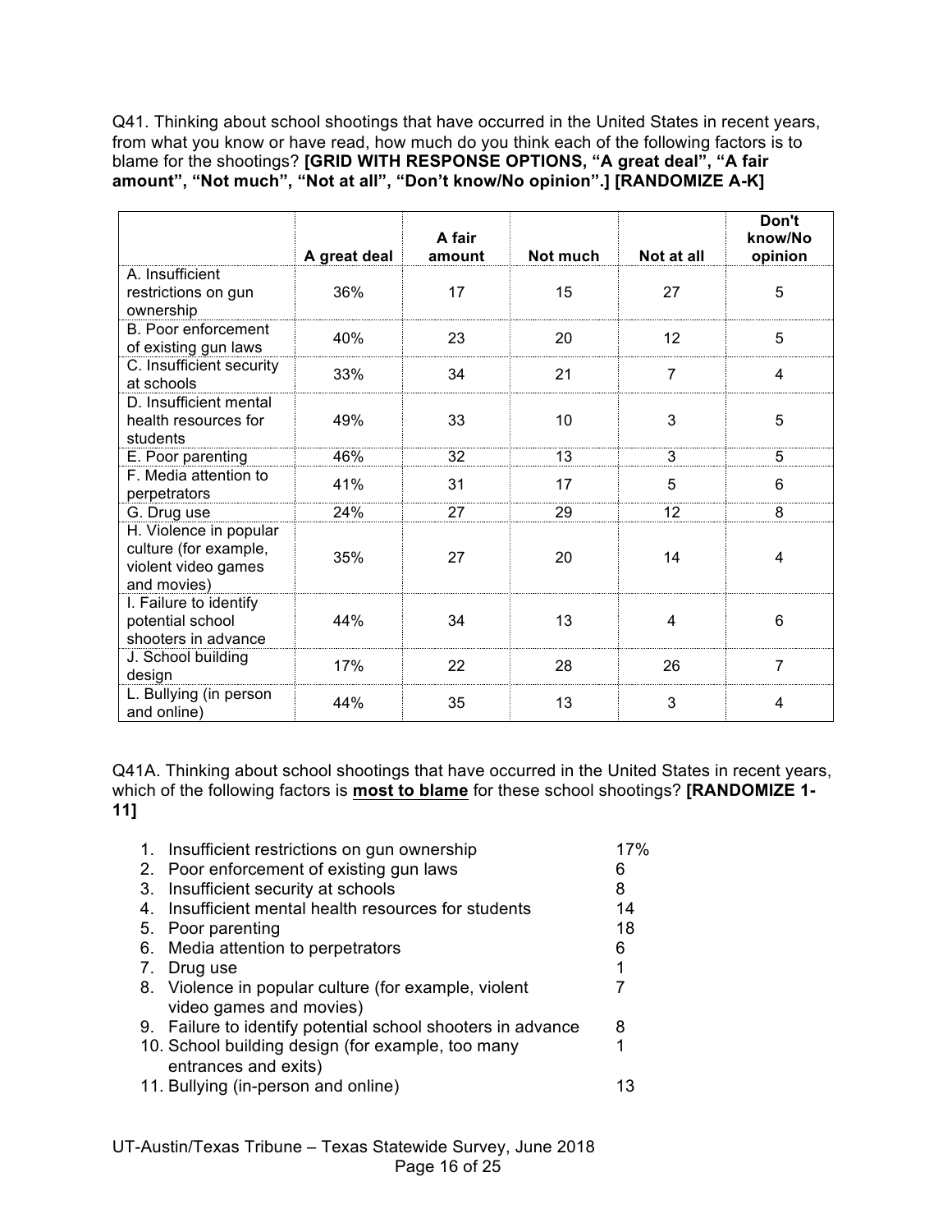Q41. Thinking about school shootings that have occurred in the United States in recent years, from what you know or have read, how much do you think each of the following factors is to blame for the shootings? **[GRID WITH RESPONSE OPTIONS, "A great deal", "A fair amount", "Not much", "Not at all", "Don't know/No opinion".] [RANDOMIZE A-K]**

| | A great deal | A fair amount | Not much | Not at all | Don't know/No opinion |
|---|---|---|---|---|---|
| A. Insufficient restrictions on gun ownership | 36% | 17 | 15 | 27 | 5 |
| B. Poor enforcement of existing gun laws | 40% | 23 | 20 | 12 | 5 |
| C. Insufficient security at schools | 33% | 34 | 21 | 7 | 4 |
| D. Insufficient mental health resources for students | 49% | 33 | 10 | 3 | 5 |
| E. Poor parenting | 46% | 32 | 13 | 3 | 5 |
| F. Media attention to perpetrators | 41% | 31 | 17 | 5 | 6 |
| G. Drug use | 24% | 27 | 29 | 12 | 8 |
| H. Violence in popular culture (for example, violent video games and movies) | 35% | 27 | 20 | 14 | 4 |
| I. Failure to identify potential school shooters in advance | 44% | 34 | 13 | 4 | 6 |
| J. School building design | 17% | 22 | 28 | 26 | 7 |
| L. Bullying (in person and online) | 44% | 35 | 13 | 3 | 4 |

Q41A. Thinking about school shootings that have occurred in the United States in recent years, which of the following factors is **most to blame** for these school shootings? **[RANDOMIZE 1-11]**

| | |
|---|---|
| 1. Insufficient restrictions on gun ownership | 17% |
| 2. Poor enforcement of existing gun laws | 6 |
| 3. Insufficient security at schools | 8 |
| 4. Insufficient mental health resources for students | 14 |
| 5. Poor parenting | 18 |
| 6. Media attention to perpetrators | 6 |
| 7. Drug use | 1 |
| 8. Violence in popular culture (for example, violent video games and movies) | 7 |
| 9. Failure to identify potential school shooters in advance | 8 |
| 10. School building design (for example, too many entrances and exits) | 1 |
| 11. Bullying (in-person and online) | 13 |

UT-Austin/Texas Tribune – Texas Statewide Survey, June 2018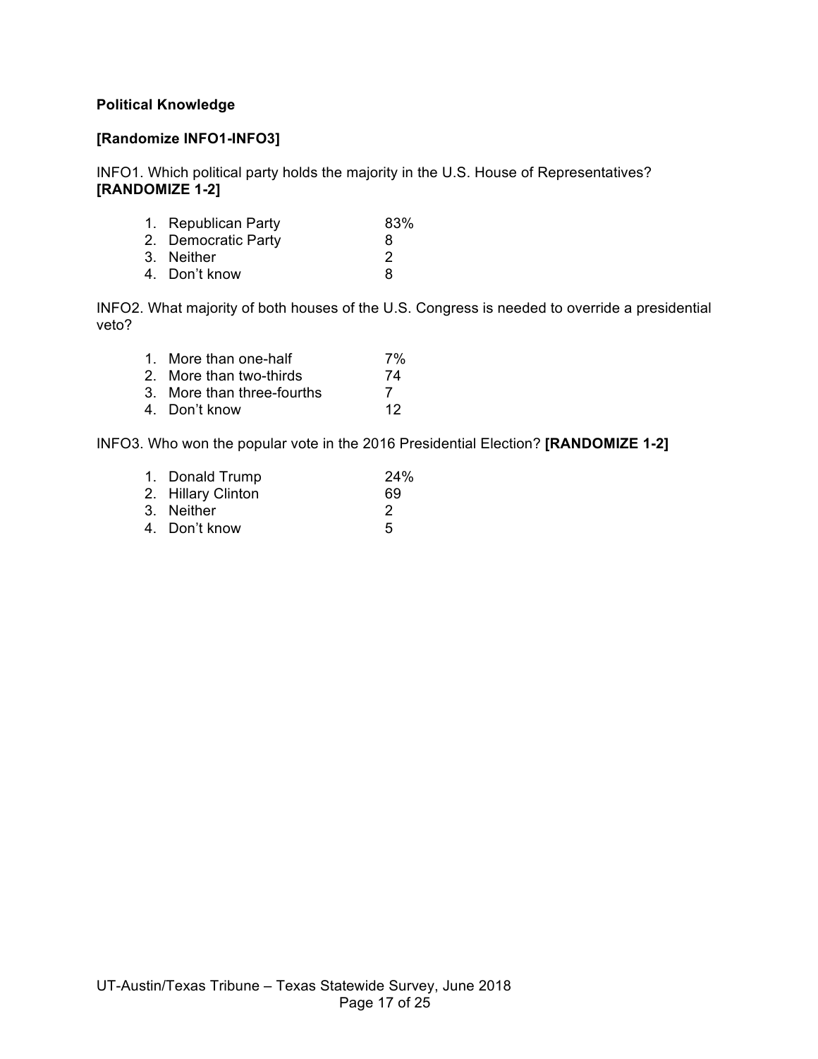**Political Knowledge**

**[Randomize INFO1-INFO3]**

INFO1. Which political party holds the majority in the U.S. House of Representatives? **[RANDOMIZE 1-2]**

| | |
|---|---|
| 1. Republican Party | 83% |
| 2. Democratic Party | 8 |
| 3. Neither | 2 |
| 4. Don't know | 8 |

INFO2. What majority of both houses of the U.S. Congress is needed to override a presidential veto?

| | |
|---|---|
| 1. More than one-half | 7% |
| 2. More than two-thirds | 74 |
| 3. More than three-fourths | 7 |
| 4. Don't know | 12 |

INFO3. Who won the popular vote in the 2016 Presidential Election? **[RANDOMIZE 1-2]**

| | |
|---|---|
| 1. Donald Trump | 24% |
| 2. Hillary Clinton | 69 |
| 3. Neither | 2 |
| 4. Don't know | 5 |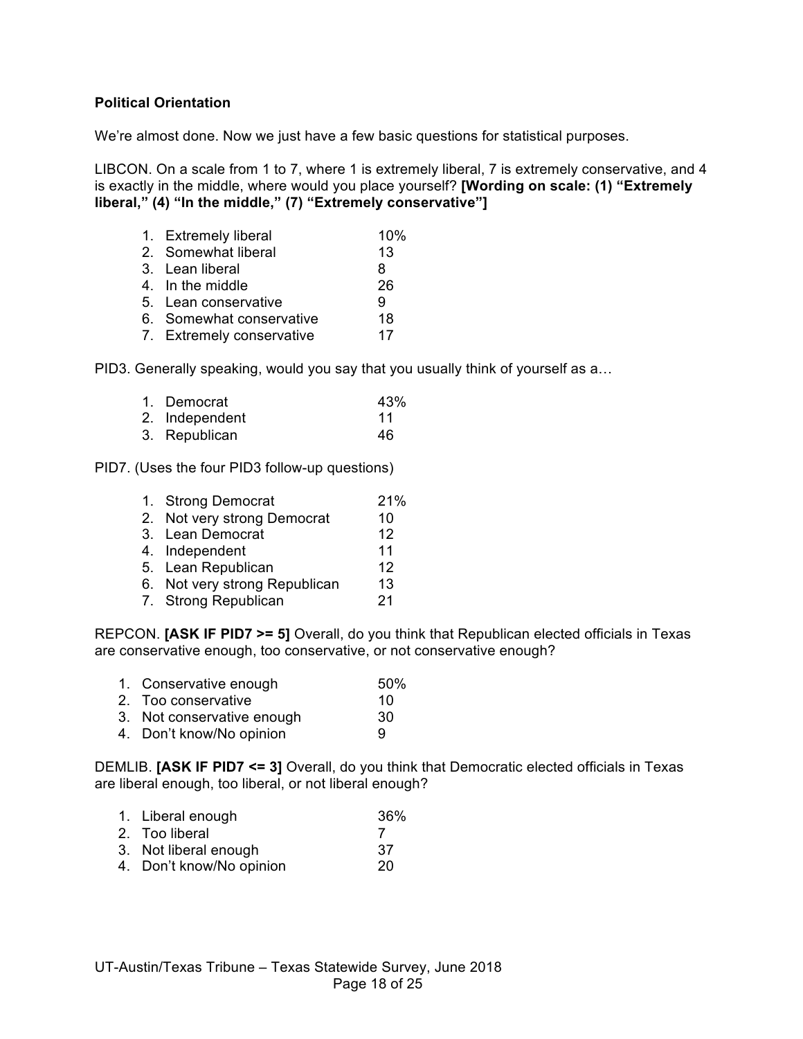**Political Orientation**

We're almost done. Now we just have a few basic questions for statistical purposes.

LIBCON. On a scale from 1 to 7, where 1 is extremely liberal, 7 is extremely conservative, and 4 is exactly in the middle, where would you place yourself? **[Wording on scale: (1) "Extremely liberal," (4) "In the middle," (7) "Extremely conservative"]**

| | |
|---|---|
| 1. Extremely liberal | 10% |
| 2. Somewhat liberal | 13 |
| 3. Lean liberal | 8 |
| 4. In the middle | 26 |
| 5. Lean conservative | 9 |
| 6. Somewhat conservative | 18 |
| 7. Extremely conservative | 17 |

PID3. Generally speaking, would you say that you usually think of yourself as a…

| | |
|---|---|
| 1. Democrat | 43% |
| 2. Independent | 11 |
| 3. Republican | 46 |

PID7. (Uses the four PID3 follow-up questions)

| | |
|---|---|
| 1. Strong Democrat | 21% |
| 2. Not very strong Democrat | 10 |
| 3. Lean Democrat | 12 |
| 4. Independent | 11 |
| 5. Lean Republican | 12 |
| 6. Not very strong Republican | 13 |
| 7. Strong Republican | 21 |

REPCON. **[ASK IF PID7 >= 5]** Overall, do you think that Republican elected officials in Texas are conservative enough, too conservative, or not conservative enough?

| | |
|---|---|
| 1. Conservative enough | 50% |
| 2. Too conservative | 10 |
| 3. Not conservative enough | 30 |
| 4. Don't know/No opinion | 9 |

DEMLIB. **[ASK IF PID7 <= 3]** Overall, do you think that Democratic elected officials in Texas are liberal enough, too liberal, or not liberal enough?

| | |
|---|---|
| 1. Liberal enough | 36% |
| 2. Too liberal | 7 |
| 3. Not liberal enough | 37 |
| 4. Don't know/No opinion | 20 |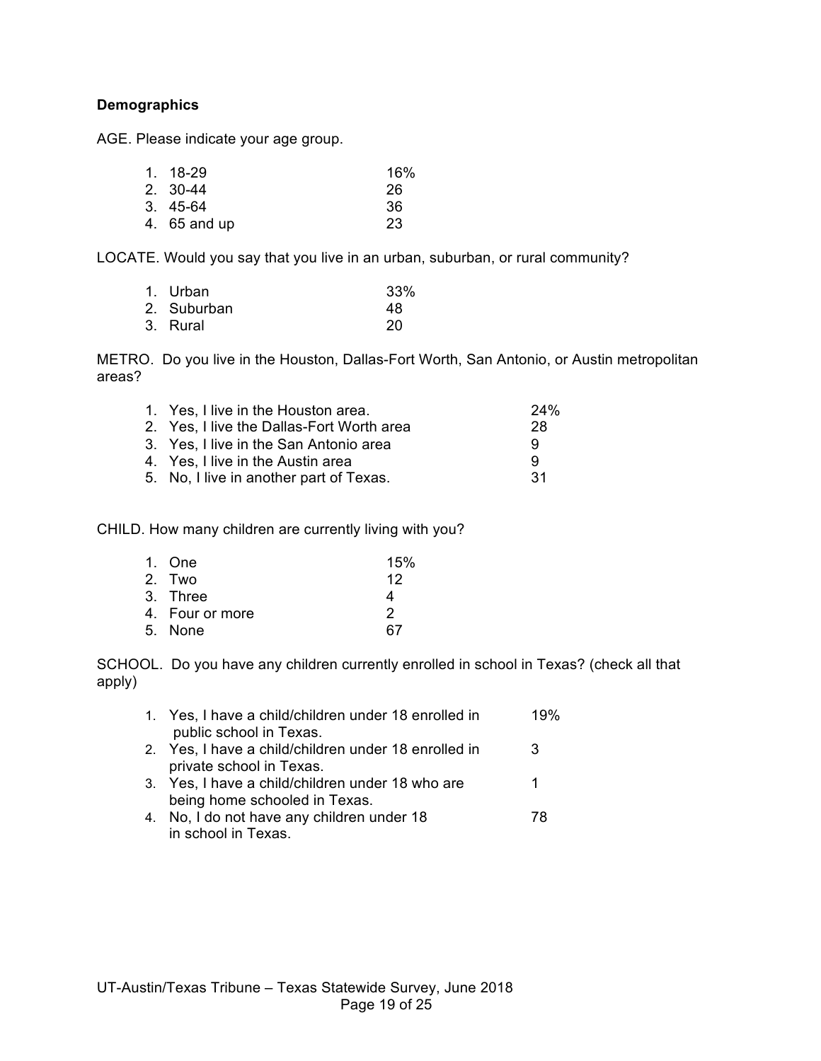**Demographics**

AGE. Please indicate your age group.

1. 18-29 16%
2. 30-44 26
3. 45-64 36
4. 65 and up 23

LOCATE. Would you say that you live in an urban, suburban, or rural community?

1. Urban 33%
2. Suburban 48
3. Rural 20

METRO. Do you live in the Houston, Dallas-Fort Worth, San Antonio, or Austin metropolitan areas?

1. Yes, I live in the Houston area. 24%
2. Yes, I live the Dallas-Fort Worth area 28
3. Yes, I live in the San Antonio area 9
4. Yes, I live in the Austin area 9
5. No, I live in another part of Texas. 31

CHILD. How many children are currently living with you?

1. One 15%
2. Two 12
3. Three 4
4. Four or more 2
5. None 67

SCHOOL. Do you have any children currently enrolled in school in Texas? (check all that apply)

1. Yes, I have a child/children under 18 enrolled in public school in Texas. 19%
2. Yes, I have a child/children under 18 enrolled in private school in Texas. 3
3. Yes, I have a child/children under 18 who are being home schooled in Texas. 1
4. No, I do not have any children under 18 in school in Texas. 78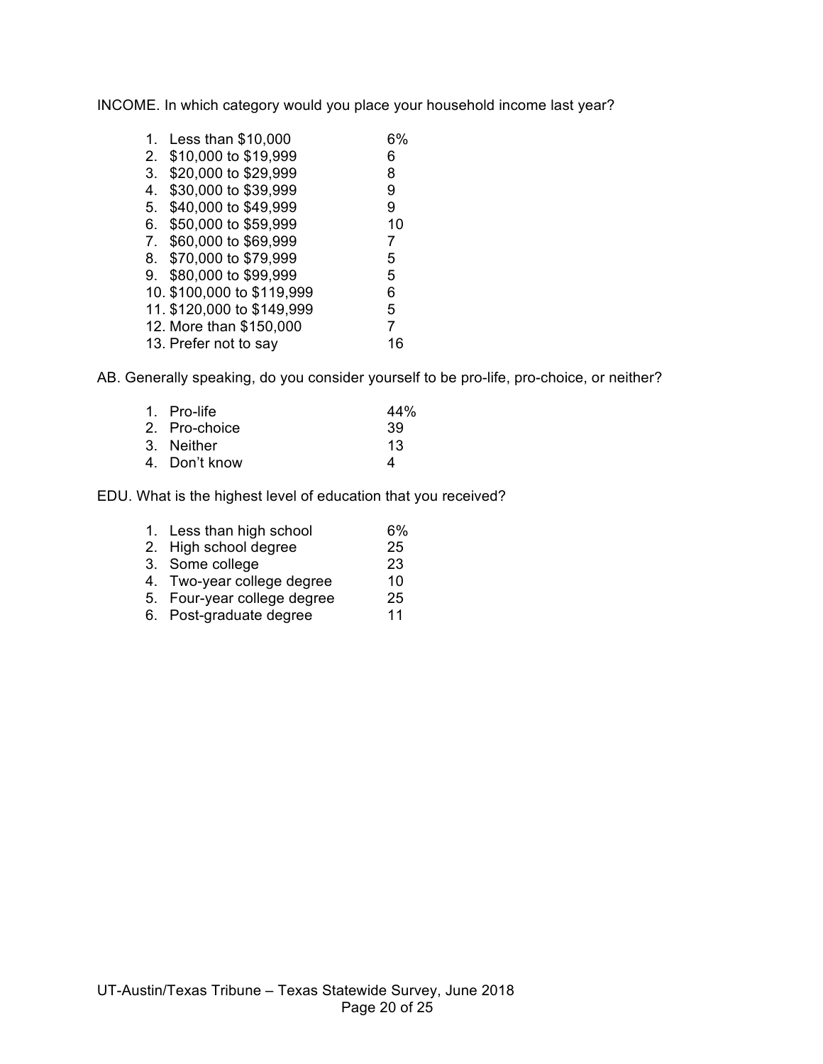INCOME. In which category would you place your household income last year?

| | |
|---|---|
| 1. Less than $10,000 | 6% |
| 2. $10,000 to $19,999 | 6 |
| 3. $20,000 to $29,999 | 8 |
| 4. $30,000 to $39,999 | 9 |
| 5. $40,000 to $49,999 | 9 |
| 6. $50,000 to $59,999 | 10 |
| 7. $60,000 to $69,999 | 7 |
| 8. $70,000 to $79,999 | 5 |
| 9. $80,000 to $99,999 | 5 |
| 10. $100,000 to $119,999 | 6 |
| 11. $120,000 to $149,999 | 5 |
| 12. More than $150,000 | 7 |
| 13. Prefer not to say | 16 |

AB. Generally speaking, do you consider yourself to be pro-life, pro-choice, or neither?

| | |
|---|---|
| 1. Pro-life | 44% |
| 2. Pro-choice | 39 |
| 3. Neither | 13 |
| 4. Don't know | 4 |

EDU. What is the highest level of education that you received?

| | |
|---|---|
| 1. Less than high school | 6% |
| 2. High school degree | 25 |
| 3. Some college | 23 |
| 4. Two-year college degree | 10 |
| 5. Four-year college degree | 25 |
| 6. Post-graduate degree | 11 |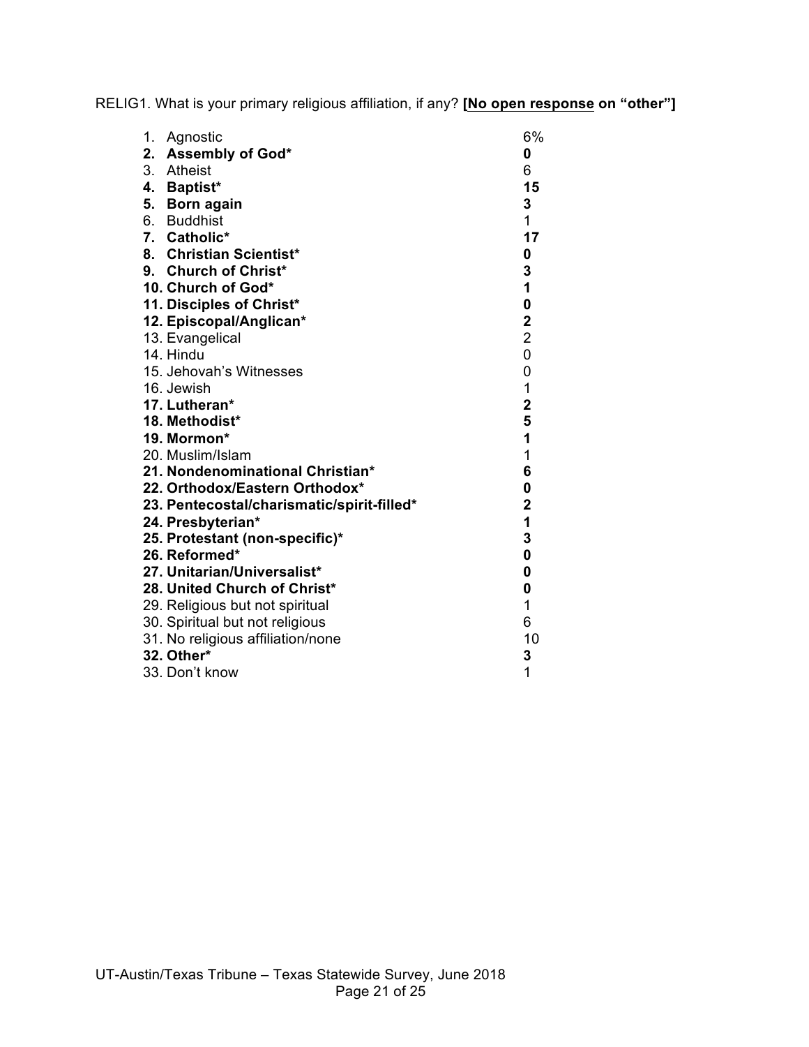RELIG1. What is your primary religious affiliation, if any? **[No open response on "other"]**

| | |
|---|---|
| 1. Agnostic | 6% |
| **2. Assembly of God*** | **0** |
| 3. Atheist | 6 |
| **4. Baptist*** | **15** |
| **5. Born again** | **3** |
| 6. Buddhist | 1 |
| **7. Catholic*** | **17** |
| **8. Christian Scientist*** | **0** |
| **9. Church of Christ*** | **3** |
| **10. Church of God*** | **1** |
| **11. Disciples of Christ*** | **0** |
| **12. Episcopal/Anglican*** | **2** |
| 13. Evangelical | 2 |
| 14. Hindu | 0 |
| 15. Jehovah's Witnesses | 0 |
| 16. Jewish | 1 |
| **17. Lutheran*** | **2** |
| **18. Methodist*** | **5** |
| **19. Mormon*** | **1** |
| 20. Muslim/Islam | 1 |
| **21. Nondenominational Christian*** | **6** |
| **22. Orthodox/Eastern Orthodox*** | **0** |
| **23. Pentecostal/charismatic/spirit-filled*** | **2** |
| **24. Presbyterian*** | **1** |
| **25. Protestant (non-specific)*** | **3** |
| **26. Reformed*** | **0** |
| **27. Unitarian/Universalist*** | **0** |
| **28. United Church of Christ*** | **0** |
| 29. Religious but not spiritual | 1 |
| 30. Spiritual but not religious | 6 |
| 31. No religious affiliation/none | 10 |
| **32. Other*** | **3** |
| 33. Don't know | 1 |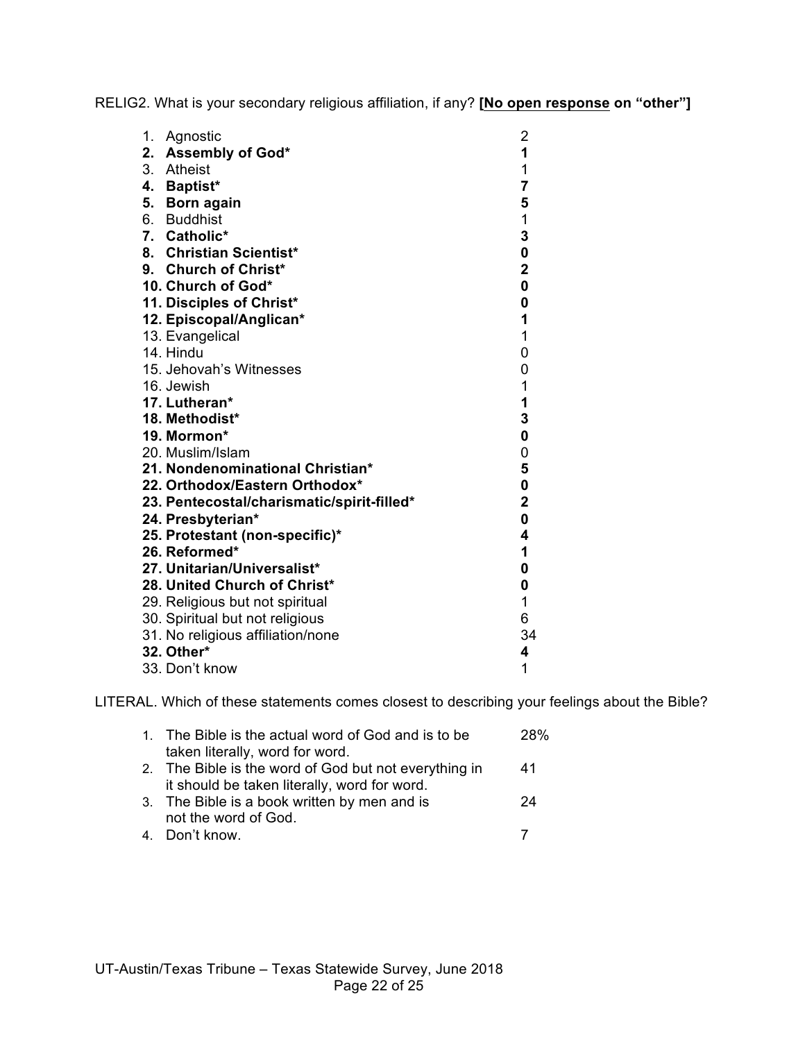RELIG2. What is your secondary religious affiliation, if any? **[<u>No open response</u> on "other"]**

| | |
|---|---|
| 1. Agnostic | 2 |
| **2. Assembly of God*** | **1** |
| 3. Atheist | 1 |
| **4. Baptist*** | **7** |
| **5. Born again** | **5** |
| 6. Buddhist | 1 |
| **7. Catholic*** | **3** |
| **8. Christian Scientist*** | **0** |
| **9. Church of Christ*** | **2** |
| **10. Church of God*** | **0** |
| **11. Disciples of Christ*** | **0** |
| **12. Episcopal/Anglican*** | **1** |
| 13. Evangelical | 1 |
| 14. Hindu | 0 |
| 15. Jehovah's Witnesses | 0 |
| 16. Jewish | 1 |
| **17. Lutheran*** | **1** |
| **18. Methodist*** | **3** |
| **19. Mormon*** | **0** |
| 20. Muslim/Islam | 0 |
| **21. Nondenominational Christian*** | **5** |
| **22. Orthodox/Eastern Orthodox*** | **0** |
| **23. Pentecostal/charismatic/spirit-filled*** | **2** |
| **24. Presbyterian*** | **0** |
| **25. Protestant (non-specific)*** | **4** |
| **26. Reformed*** | **1** |
| **27. Unitarian/Universalist*** | **0** |
| **28. United Church of Christ*** | **0** |
| 29. Religious but not spiritual | 1 |
| 30. Spiritual but not religious | 6 |
| 31. No religious affiliation/none | 34 |
| **32. Other*** | **4** |
| 33. Don't know | 1 |

LITERAL. Which of these statements comes closest to describing your feelings about the Bible?

| | |
|---|---|
| 1. The Bible is the actual word of God and is to be taken literally, word for word. | 28% |
| 2. The Bible is the word of God but not everything in it should be taken literally, word for word. | 41 |
| 3. The Bible is a book written by men and is not the word of God. | 24 |
| 4. Don't know. | 7 |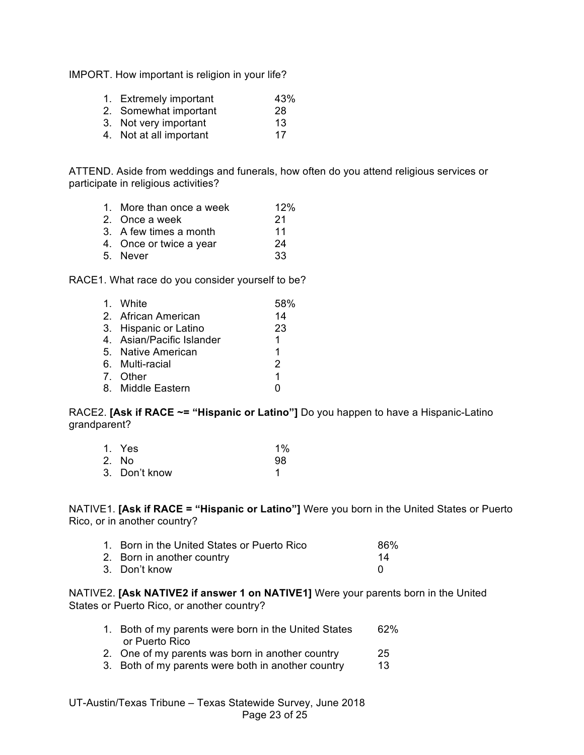IMPORT. How important is religion in your life?

| | |
|---|---|
| 1. Extremely important | 43% |
| 2. Somewhat important | 28 |
| 3. Not very important | 13 |
| 4. Not at all important | 17 |

ATTEND. Aside from weddings and funerals, how often do you attend religious services or participate in religious activities?

| | |
|---|---|
| 1. More than once a week | 12% |
| 2. Once a week | 21 |
| 3. A few times a month | 11 |
| 4. Once or twice a year | 24 |
| 5. Never | 33 |

RACE1. What race do you consider yourself to be?

| | |
|---|---|
| 1. White | 58% |
| 2. African American | 14 |
| 3. Hispanic or Latino | 23 |
| 4. Asian/Pacific Islander | 1 |
| 5. Native American | 1 |
| 6. Multi-racial | 2 |
| 7. Other | 1 |
| 8. Middle Eastern | 0 |

RACE2. **[Ask if RACE ~= "Hispanic or Latino"]** Do you happen to have a Hispanic-Latino grandparent?

| | |
|---|---|
| 1. Yes | 1% |
| 2. No | 98 |
| 3. Don't know | 1 |

NATIVE1. **[Ask if RACE = "Hispanic or Latino"]** Were you born in the United States or Puerto Rico, or in another country?

| | |
|---|---|
| 1. Born in the United States or Puerto Rico | 86% |
| 2. Born in another country | 14 |
| 3. Don't know | 0 |

NATIVE2. **[Ask NATIVE2 if answer 1 on NATIVE1]** Were your parents born in the United States or Puerto Rico, or another country?

| | |
|---|---|
| 1. Both of my parents were born in the United States or Puerto Rico | 62% |
| 2. One of my parents was born in another country | 25 |
| 3. Both of my parents were both in another country | 13 |

UT-Austin/Texas Tribune – Texas Statewide Survey, June 2018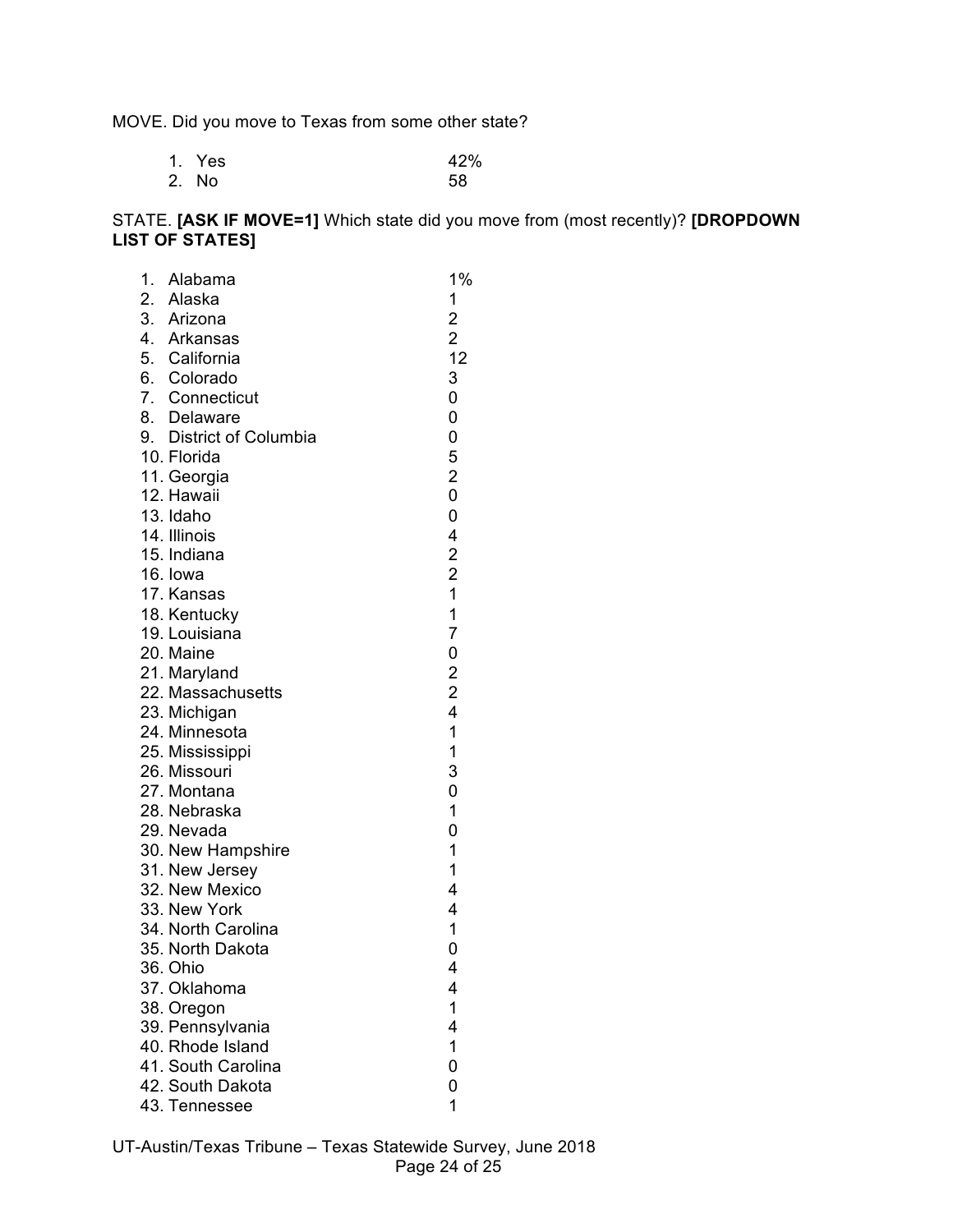MOVE. Did you move to Texas from some other state?

| | |
|---|---|
| 1. Yes | 42% |
| 2. No | 58 |

STATE. **[ASK IF MOVE=1]** Which state did you move from (most recently)? **[DROPDOWN LIST OF STATES]**

| | |
|---|---|
| 1. Alabama | 1% |
| 2. Alaska | 1 |
| 3. Arizona | 2 |
| 4. Arkansas | 2 |
| 5. California | 12 |
| 6. Colorado | 3 |
| 7. Connecticut | 0 |
| 8. Delaware | 0 |
| 9. District of Columbia | 0 |
| 10. Florida | 5 |
| 11. Georgia | 2 |
| 12. Hawaii | 0 |
| 13. Idaho | 0 |
| 14. Illinois | 4 |
| 15. Indiana | 2 |
| 16. Iowa | 2 |
| 17. Kansas | 1 |
| 18. Kentucky | 1 |
| 19. Louisiana | 7 |
| 20. Maine | 0 |
| 21. Maryland | 2 |
| 22. Massachusetts | 2 |
| 23. Michigan | 4 |
| 24. Minnesota | 1 |
| 25. Mississippi | 1 |
| 26. Missouri | 3 |
| 27. Montana | 0 |
| 28. Nebraska | 1 |
| 29. Nevada | 0 |
| 30. New Hampshire | 1 |
| 31. New Jersey | 1 |
| 32. New Mexico | 4 |
| 33. New York | 4 |
| 34. North Carolina | 1 |
| 35. North Dakota | 0 |
| 36. Ohio | 4 |
| 37. Oklahoma | 4 |
| 38. Oregon | 1 |
| 39. Pennsylvania | 4 |
| 40. Rhode Island | 1 |
| 41. South Carolina | 0 |
| 42. South Dakota | 0 |
| 43. Tennessee | 1 |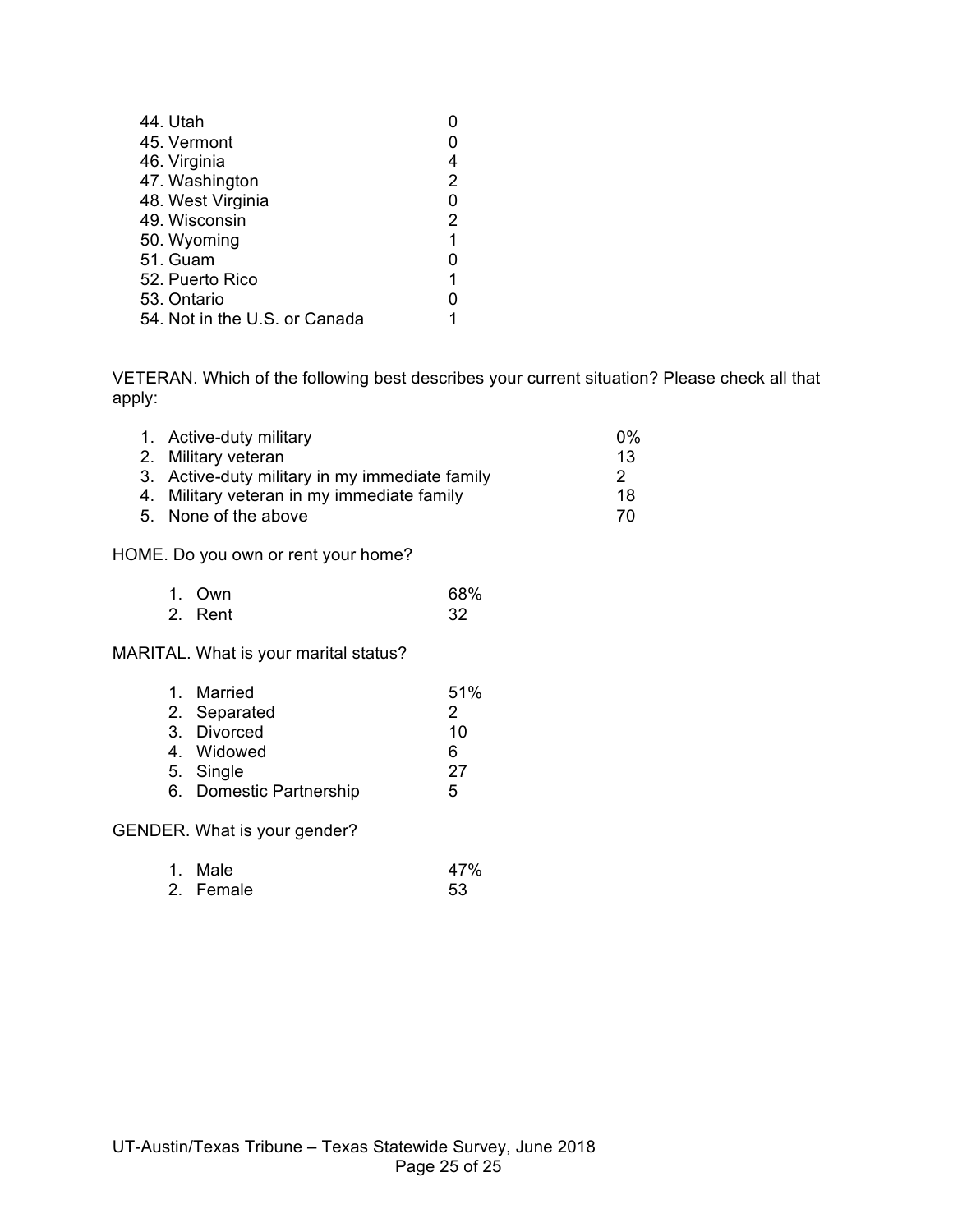| | |
|---|---|
| 44. Utah | 0 |
| 45. Vermont | 0 |
| 46. Virginia | 4 |
| 47. Washington | 2 |
| 48. West Virginia | 0 |
| 49. Wisconsin | 2 |
| 50. Wyoming | 1 |
| 51. Guam | 0 |
| 52. Puerto Rico | 1 |
| 53. Ontario | 0 |
| 54. Not in the U.S. or Canada | 1 |

VETERAN. Which of the following best describes your current situation? Please check all that apply:

| | |
|---|---|
| 1. Active-duty military | 0% |
| 2. Military veteran | 13 |
| 3. Active-duty military in my immediate family | 2 |
| 4. Military veteran in my immediate family | 18 |
| 5. None of the above | 70 |

HOME. Do you own or rent your home?

| | |
|---|---|
| 1. Own | 68% |
| 2. Rent | 32 |

MARITAL. What is your marital status?

| | |
|---|---|
| 1. Married | 51% |
| 2. Separated | 2 |
| 3. Divorced | 10 |
| 4. Widowed | 6 |
| 5. Single | 27 |
| 6. Domestic Partnership | 5 |

GENDER. What is your gender?

| | |
|---|---|
| 1. Male | 47% |
| 2. Female | 53 |